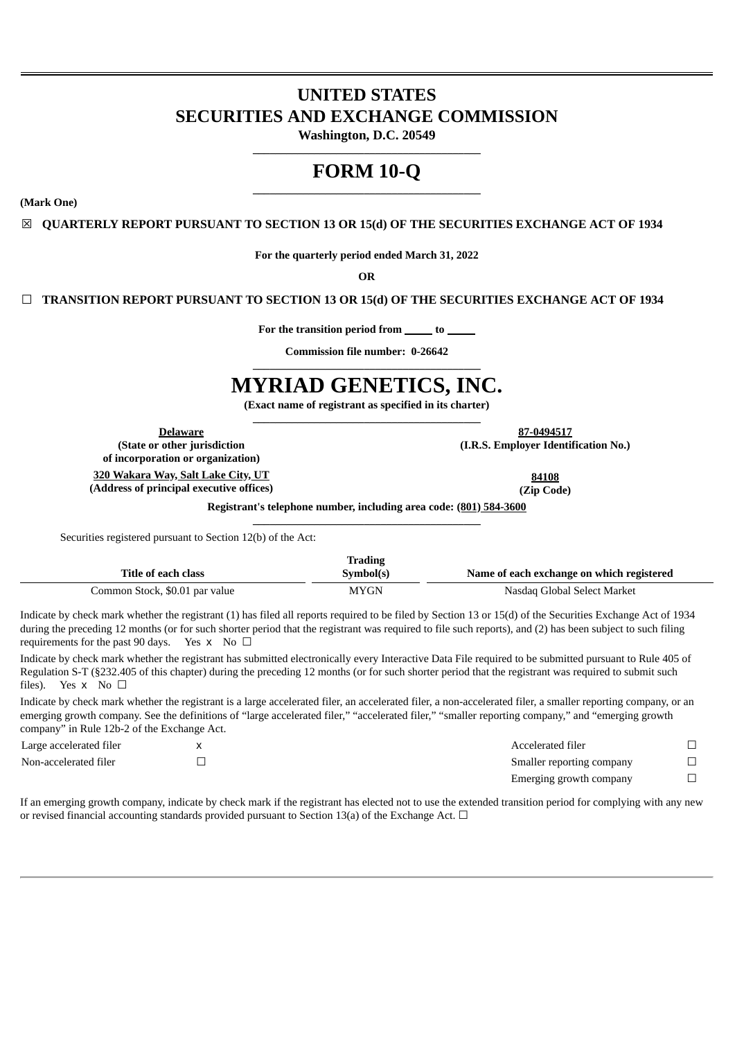# UNITED STATES
# SECURITIES AND EXCHANGE COMMISSION

**Washington, D.C. 20549**

# FORM 10-Q

**(Mark One)**

☒ **QUARTERLY REPORT PURSUANT TO SECTION 13 OR 15(d) OF THE SECURITIES EXCHANGE ACT OF 1934**

**For the quarterly period ended March 31, 2022**

**OR**

☐ **TRANSITION REPORT PURSUANT TO SECTION 13 OR 15(d) OF THE SECURITIES EXCHANGE ACT OF 1934**

**For the transition period from \_\_\_\_\_ to \_\_\_\_\_**

**Commission file number: 0-26642**

# MYRIAD GENETICS, INC.

**(Exact name of registrant as specified in its charter)**

| | |
|---|---|
| **Delaware**<br>**(State or other jurisdiction of incorporation or organization)** | **87-0494517**<br>**(I.R.S. Employer Identification No.)** |
| **320 Wakara Way, Salt Lake City, UT**<br>**(Address of principal executive offices)** | **84108**<br>**(Zip Code)** |

**Registrant's telephone number, including area code: (801) 584-3600**

Securities registered pursuant to Section 12(b) of the Act:

| Title of each class | Trading Symbol(s) | Name of each exchange on which registered |
|---|---|---|
| Common Stock, $0.01 par value | MYGN | Nasdaq Global Select Market |

Indicate by check mark whether the registrant (1) has filed all reports required to be filed by Section 13 or 15(d) of the Securities Exchange Act of 1934 during the preceding 12 months (or for such shorter period that the registrant was required to file such reports), and (2) has been subject to such filing requirements for the past 90 days. Yes x No ☐

Indicate by check mark whether the registrant has submitted electronically every Interactive Data File required to be submitted pursuant to Rule 405 of Regulation S-T (§232.405 of this chapter) during the preceding 12 months (or for such shorter period that the registrant was required to submit such files). Yes x No ☐

Indicate by check mark whether the registrant is a large accelerated filer, an accelerated filer, a non-accelerated filer, a smaller reporting company, or an emerging growth company. See the definitions of "large accelerated filer," "accelerated filer," "smaller reporting company," and "emerging growth company" in Rule 12b-2 of the Exchange Act.

| | | | |
|---|---|---|---|
| Large accelerated filer | x | Accelerated filer | ☐ |
| Non-accelerated filer | ☐ | Smaller reporting company | ☐ |
| | | Emerging growth company | ☐ |

If an emerging growth company, indicate by check mark if the registrant has elected not to use the extended transition period for complying with any new or revised financial accounting standards provided pursuant to Section 13(a) of the Exchange Act. ☐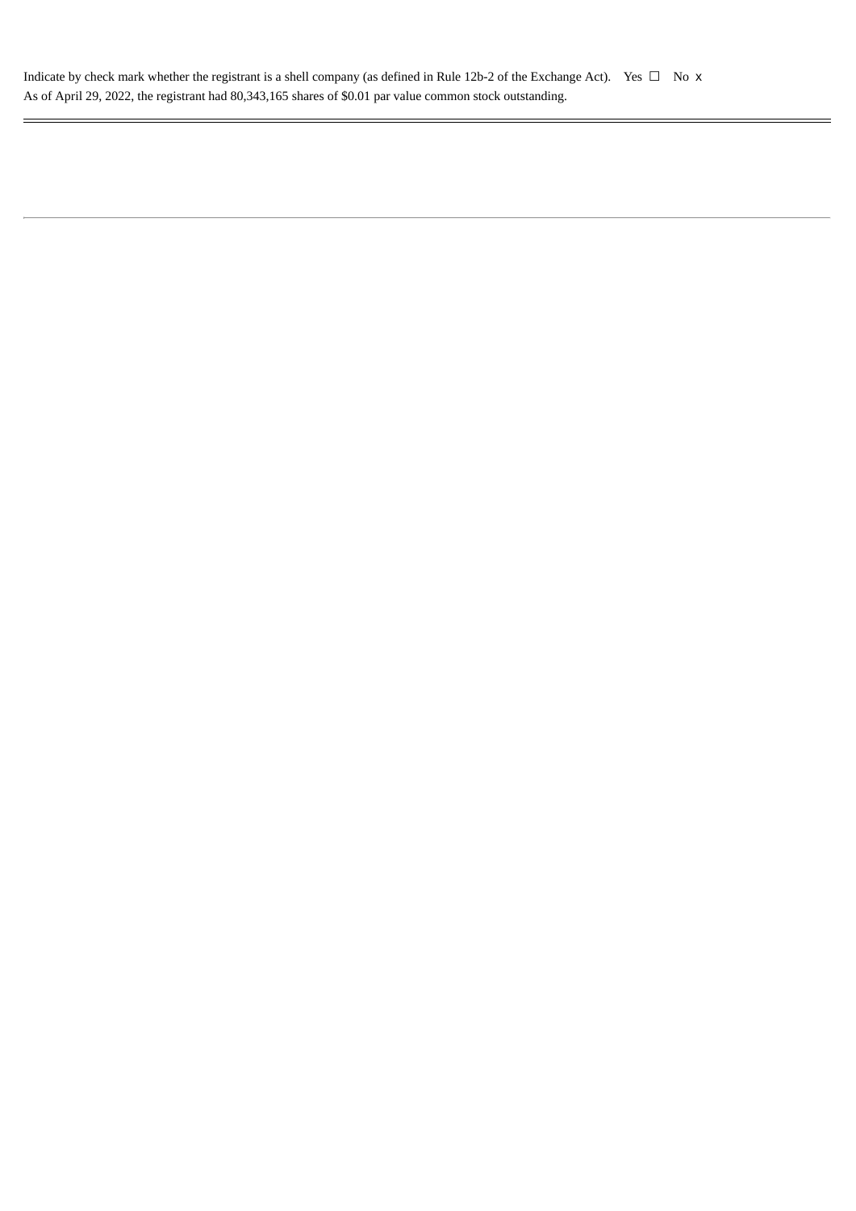Indicate by check mark whether the registrant is a shell company (as defined in Rule 12b-2 of the Exchange Act). Yes ☐ No x

As of April 29, 2022, the registrant had 80,343,165 shares of $0.01 par value common stock outstanding.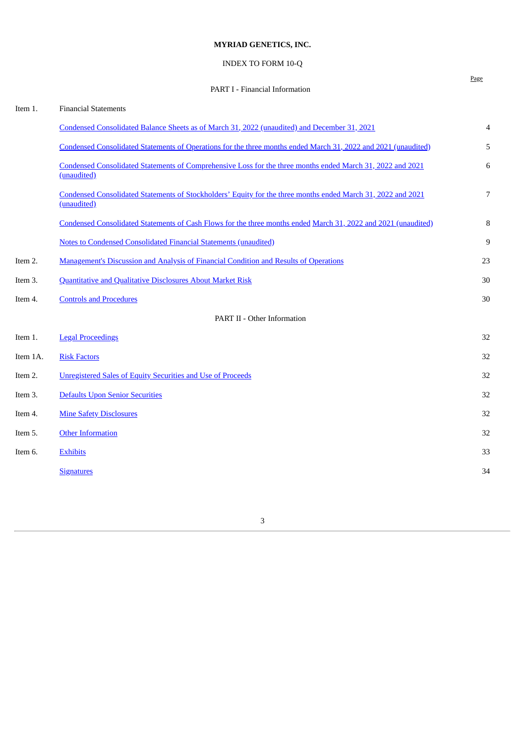# MYRIAD GENETICS, INC.

INDEX TO FORM 10-Q

| | | Page |
|---|---|---|
| | PART I - Financial Information | |
| Item 1. | Financial Statements | |
| | Condensed Consolidated Balance Sheets as of March 31, 2022 (unaudited) and December 31, 2021 | 4 |
| | Condensed Consolidated Statements of Operations for the three months ended March 31, 2022 and 2021 (unaudited) | 5 |
| | Condensed Consolidated Statements of Comprehensive Loss for the three months ended March 31, 2022 and 2021 (unaudited) | 6 |
| | Condensed Consolidated Statements of Stockholders' Equity for the three months ended March 31, 2022 and 2021 (unaudited) | 7 |
| | Condensed Consolidated Statements of Cash Flows for the three months ended March 31, 2022 and 2021 (unaudited) | 8 |
| | Notes to Condensed Consolidated Financial Statements (unaudited) | 9 |
| Item 2. | Management's Discussion and Analysis of Financial Condition and Results of Operations | 23 |
| Item 3. | Quantitative and Qualitative Disclosures About Market Risk | 30 |
| Item 4. | Controls and Procedures | 30 |
| | PART II - Other Information | |
| Item 1. | Legal Proceedings | 32 |
| Item 1A. | Risk Factors | 32 |
| Item 2. | Unregistered Sales of Equity Securities and Use of Proceeds | 32 |
| Item 3. | Defaults Upon Senior Securities | 32 |
| Item 4. | Mine Safety Disclosures | 32 |
| Item 5. | Other Information | 32 |
| Item 6. | Exhibits | 33 |
| | Signatures | 34 |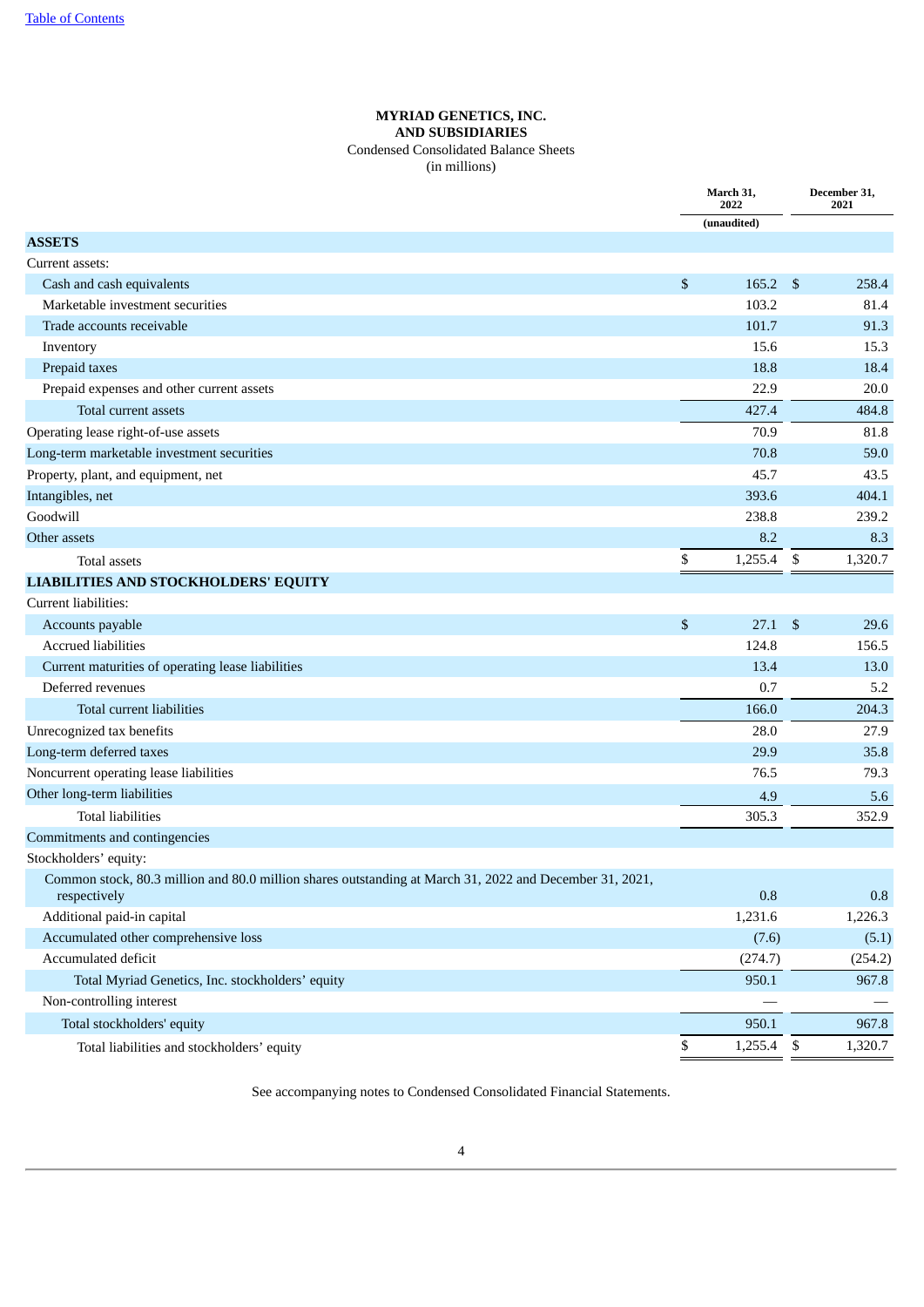**MYRIAD GENETICS, INC.**
**AND SUBSIDIARIES**
Condensed Consolidated Balance Sheets
(in millions)

| | March 31, 2022 | December 31, 2021 |
|---|---|---|
| | (unaudited) | |
| **ASSETS** | | |
| Current assets: | | |
| Cash and cash equivalents | $ 165.2 | $ 258.4 |
| Marketable investment securities | 103.2 | 81.4 |
| Trade accounts receivable | 101.7 | 91.3 |
| Inventory | 15.6 | 15.3 |
| Prepaid taxes | 18.8 | 18.4 |
| Prepaid expenses and other current assets | 22.9 | 20.0 |
| Total current assets | 427.4 | 484.8 |
| Operating lease right-of-use assets | 70.9 | 81.8 |
| Long-term marketable investment securities | 70.8 | 59.0 |
| Property, plant, and equipment, net | 45.7 | 43.5 |
| Intangibles, net | 393.6 | 404.1 |
| Goodwill | 238.8 | 239.2 |
| Other assets | 8.2 | 8.3 |
| Total assets | $ 1,255.4 | $ 1,320.7 |
| **LIABILITIES AND STOCKHOLDERS' EQUITY** | | |
| Current liabilities: | | |
| Accounts payable | $ 27.1 | $ 29.6 |
| Accrued liabilities | 124.8 | 156.5 |
| Current maturities of operating lease liabilities | 13.4 | 13.0 |
| Deferred revenues | 0.7 | 5.2 |
| Total current liabilities | 166.0 | 204.3 |
| Unrecognized tax benefits | 28.0 | 27.9 |
| Long-term deferred taxes | 29.9 | 35.8 |
| Noncurrent operating lease liabilities | 76.5 | 79.3 |
| Other long-term liabilities | 4.9 | 5.6 |
| Total liabilities | 305.3 | 352.9 |
| Commitments and contingencies | | |
| Stockholders' equity: | | |
| Common stock, 80.3 million and 80.0 million shares outstanding at March 31, 2022 and December 31, 2021, respectively | 0.8 | 0.8 |
| Additional paid-in capital | 1,231.6 | 1,226.3 |
| Accumulated other comprehensive loss | (7.6) | (5.1) |
| Accumulated deficit | (274.7) | (254.2) |
| Total Myriad Genetics, Inc. stockholders' equity | 950.1 | 967.8 |
| Non-controlling interest | — | — |
| Total stockholders' equity | 950.1 | 967.8 |
| Total liabilities and stockholders' equity | $ 1,255.4 | $ 1,320.7 |

See accompanying notes to Condensed Consolidated Financial Statements.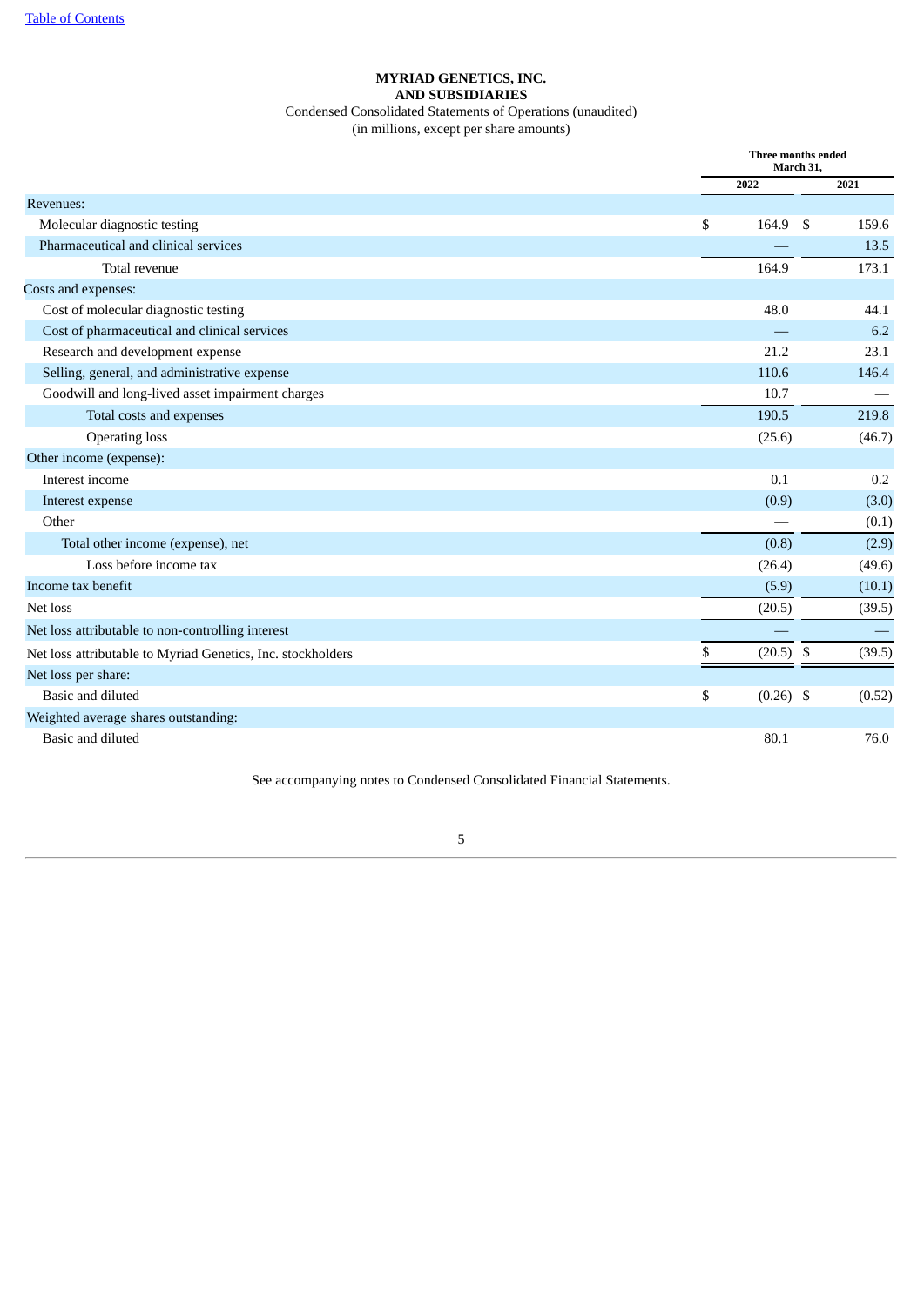**MYRIAD GENETICS, INC.**
**AND SUBSIDIARIES**

Condensed Consolidated Statements of Operations (unaudited)
(in millions, except per share amounts)

| | Three months ended March 31, | |
|---|---|---|
| | 2022 | 2021 |
| Revenues: | | |
| Molecular diagnostic testing | $ 164.9 | $ 159.6 |
| Pharmaceutical and clinical services | — | 13.5 |
| Total revenue | 164.9 | 173.1 |
| Costs and expenses: | | |
| Cost of molecular diagnostic testing | 48.0 | 44.1 |
| Cost of pharmaceutical and clinical services | — | 6.2 |
| Research and development expense | 21.2 | 23.1 |
| Selling, general, and administrative expense | 110.6 | 146.4 |
| Goodwill and long-lived asset impairment charges | 10.7 | — |
| Total costs and expenses | 190.5 | 219.8 |
| Operating loss | (25.6) | (46.7) |
| Other income (expense): | | |
| Interest income | 0.1 | 0.2 |
| Interest expense | (0.9) | (3.0) |
| Other | — | (0.1) |
| Total other income (expense), net | (0.8) | (2.9) |
| Loss before income tax | (26.4) | (49.6) |
| Income tax benefit | (5.9) | (10.1) |
| Net loss | (20.5) | (39.5) |
| Net loss attributable to non-controlling interest | — | — |
| Net loss attributable to Myriad Genetics, Inc. stockholders | $ (20.5) | $ (39.5) |
| Net loss per share: | | |
| Basic and diluted | $ (0.26) | $ (0.52) |
| Weighted average shares outstanding: | | |
| Basic and diluted | 80.1 | 76.0 |

See accompanying notes to Condensed Consolidated Financial Statements.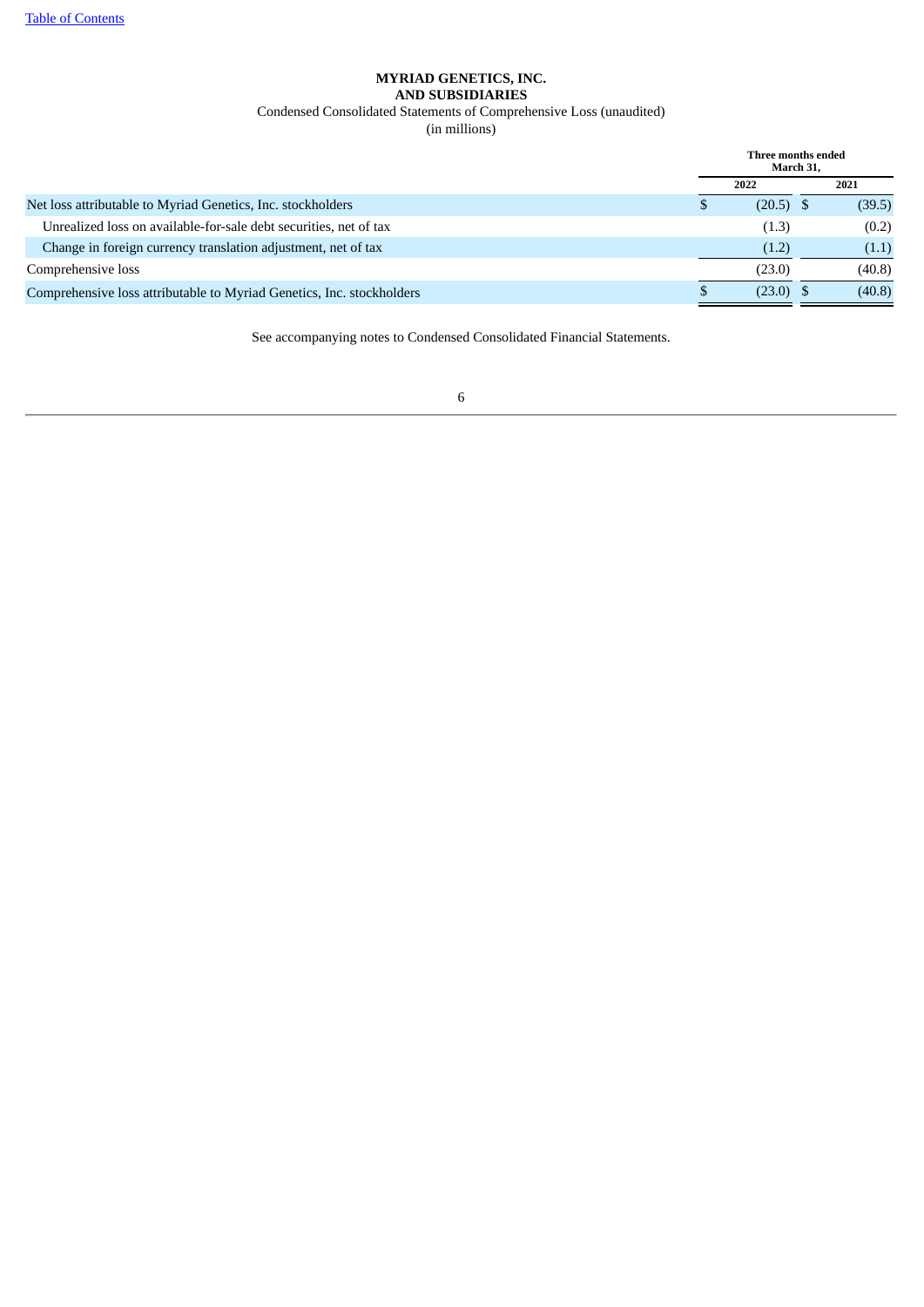**MYRIAD GENETICS, INC.**
**AND SUBSIDIARIES**

Condensed Consolidated Statements of Comprehensive Loss (unaudited)
(in millions)

| | Three months ended March 31, | |
|---|---|---|
| | 2022 | 2021 |
| Net loss attributable to Myriad Genetics, Inc. stockholders | $ (20.5) | $ (39.5) |
| Unrealized loss on available-for-sale debt securities, net of tax | (1.3) | (0.2) |
| Change in foreign currency translation adjustment, net of tax | (1.2) | (1.1) |
| Comprehensive loss | (23.0) | (40.8) |
| Comprehensive loss attributable to Myriad Genetics, Inc. stockholders | $ (23.0) | $ (40.8) |

See accompanying notes to Condensed Consolidated Financial Statements.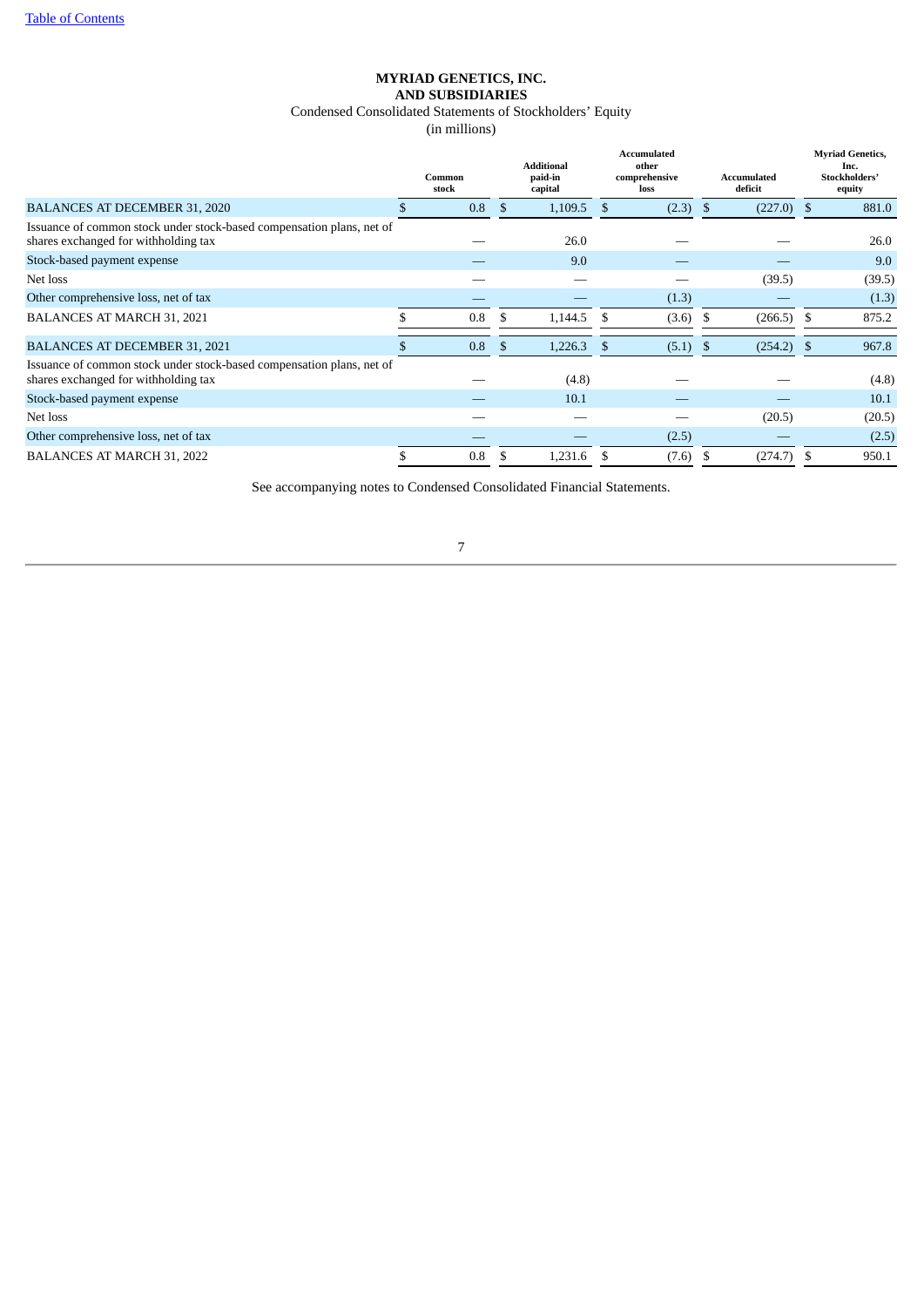# MYRIAD GENETICS, INC.
# AND SUBSIDIARIES

Condensed Consolidated Statements of Stockholders' Equity
(in millions)

| | Common stock | Additional paid-in capital | Accumulated other comprehensive loss | Accumulated deficit | Myriad Genetics, Inc. Stockholders' equity |
|---|---|---|---|---|---|
| BALANCES AT DECEMBER 31, 2020 | $ 0.8 | $ 1,109.5 | $ (2.3) | $ (227.0) | $ 881.0 |
| Issuance of common stock under stock-based compensation plans, net of shares exchanged for withholding tax | — | 26.0 | — | — | 26.0 |
| Stock-based payment expense | — | 9.0 | — | — | 9.0 |
| Net loss | — | — | — | (39.5) | (39.5) |
| Other comprehensive loss, net of tax | — | — | (1.3) | — | (1.3) |
| BALANCES AT MARCH 31, 2021 | $ 0.8 | $ 1,144.5 | $ (3.6) | $ (266.5) | $ 875.2 |
| BALANCES AT DECEMBER 31, 2021 | $ 0.8 | $ 1,226.3 | $ (5.1) | $ (254.2) | $ 967.8 |
| Issuance of common stock under stock-based compensation plans, net of shares exchanged for withholding tax | — | (4.8) | — | — | (4.8) |
| Stock-based payment expense | — | 10.1 | — | — | 10.1 |
| Net loss | — | — | — | (20.5) | (20.5) |
| Other comprehensive loss, net of tax | — | — | (2.5) | — | (2.5) |
| BALANCES AT MARCH 31, 2022 | $ 0.8 | $ 1,231.6 | $ (7.6) | $ (274.7) | $ 950.1 |

See accompanying notes to Condensed Consolidated Financial Statements.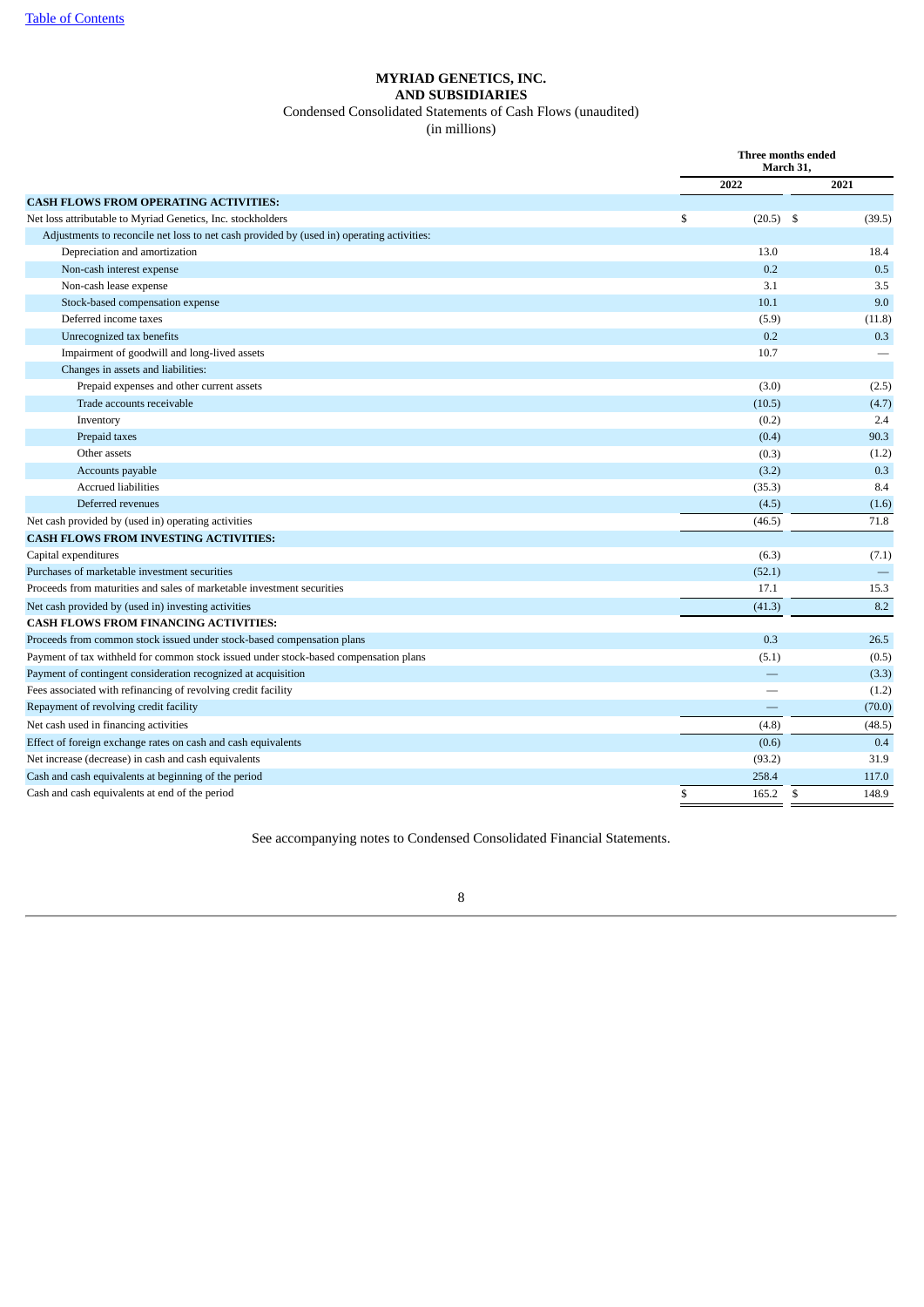[Table of Contents](#)

**MYRIAD GENETICS, INC.**
**AND SUBSIDIARIES**
Condensed Consolidated Statements of Cash Flows (unaudited)
(in millions)

| | Three months ended March 31, | |
|---|---|---|
| | 2022 | 2021 |
| **CASH FLOWS FROM OPERATING ACTIVITIES:** | | |
| Net loss attributable to Myriad Genetics, Inc. stockholders | $ (20.5) | $ (39.5) |
| Adjustments to reconcile net loss to net cash provided by (used in) operating activities: | | |
| Depreciation and amortization | 13.0 | 18.4 |
| Non-cash interest expense | 0.2 | 0.5 |
| Non-cash lease expense | 3.1 | 3.5 |
| Stock-based compensation expense | 10.1 | 9.0 |
| Deferred income taxes | (5.9) | (11.8) |
| Unrecognized tax benefits | 0.2 | 0.3 |
| Impairment of goodwill and long-lived assets | 10.7 | — |
| Changes in assets and liabilities: | | |
| Prepaid expenses and other current assets | (3.0) | (2.5) |
| Trade accounts receivable | (10.5) | (4.7) |
| Inventory | (0.2) | 2.4 |
| Prepaid taxes | (0.4) | 90.3 |
| Other assets | (0.3) | (1.2) |
| Accounts payable | (3.2) | 0.3 |
| Accrued liabilities | (35.3) | 8.4 |
| Deferred revenues | (4.5) | (1.6) |
| Net cash provided by (used in) operating activities | (46.5) | 71.8 |
| **CASH FLOWS FROM INVESTING ACTIVITIES:** | | |
| Capital expenditures | (6.3) | (7.1) |
| Purchases of marketable investment securities | (52.1) | — |
| Proceeds from maturities and sales of marketable investment securities | 17.1 | 15.3 |
| Net cash provided by (used in) investing activities | (41.3) | 8.2 |
| **CASH FLOWS FROM FINANCING ACTIVITIES:** | | |
| Proceeds from common stock issued under stock-based compensation plans | 0.3 | 26.5 |
| Payment of tax withheld for common stock issued under stock-based compensation plans | (5.1) | (0.5) |
| Payment of contingent consideration recognized at acquisition | — | (3.3) |
| Fees associated with refinancing of revolving credit facility | — | (1.2) |
| Repayment of revolving credit facility | — | (70.0) |
| Net cash used in financing activities | (4.8) | (48.5) |
| Effect of foreign exchange rates on cash and cash equivalents | (0.6) | 0.4 |
| Net increase (decrease) in cash and cash equivalents | (93.2) | 31.9 |
| Cash and cash equivalents at beginning of the period | 258.4 | 117.0 |
| Cash and cash equivalents at end of the period | $ 165.2 | $ 148.9 |

See accompanying notes to Condensed Consolidated Financial Statements.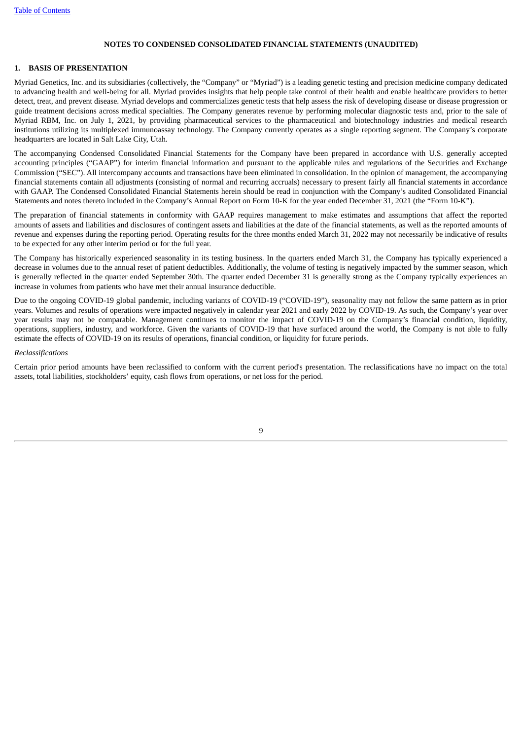## NOTES TO CONDENSED CONSOLIDATED FINANCIAL STATEMENTS (UNAUDITED)

### 1. BASIS OF PRESENTATION

Myriad Genetics, Inc. and its subsidiaries (collectively, the "Company" or "Myriad") is a leading genetic testing and precision medicine company dedicated to advancing health and well-being for all. Myriad provides insights that help people take control of their health and enable healthcare providers to better detect, treat, and prevent disease. Myriad develops and commercializes genetic tests that help assess the risk of developing disease or disease progression or guide treatment decisions across medical specialties. The Company generates revenue by performing molecular diagnostic tests and, prior to the sale of Myriad RBM, Inc. on July 1, 2021, by providing pharmaceutical services to the pharmaceutical and biotechnology industries and medical research institutions utilizing its multiplexed immunoassay technology. The Company currently operates as a single reporting segment. The Company's corporate headquarters are located in Salt Lake City, Utah.

The accompanying Condensed Consolidated Financial Statements for the Company have been prepared in accordance with U.S. generally accepted accounting principles ("GAAP") for interim financial information and pursuant to the applicable rules and regulations of the Securities and Exchange Commission ("SEC"). All intercompany accounts and transactions have been eliminated in consolidation. In the opinion of management, the accompanying financial statements contain all adjustments (consisting of normal and recurring accruals) necessary to present fairly all financial statements in accordance with GAAP. The Condensed Consolidated Financial Statements herein should be read in conjunction with the Company's audited Consolidated Financial Statements and notes thereto included in the Company's Annual Report on Form 10-K for the year ended December 31, 2021 (the "Form 10-K").

The preparation of financial statements in conformity with GAAP requires management to make estimates and assumptions that affect the reported amounts of assets and liabilities and disclosures of contingent assets and liabilities at the date of the financial statements, as well as the reported amounts of revenue and expenses during the reporting period. Operating results for the three months ended March 31, 2022 may not necessarily be indicative of results to be expected for any other interim period or for the full year.

The Company has historically experienced seasonality in its testing business. In the quarters ended March 31, the Company has typically experienced a decrease in volumes due to the annual reset of patient deductibles. Additionally, the volume of testing is negatively impacted by the summer season, which is generally reflected in the quarter ended September 30th. The quarter ended December 31 is generally strong as the Company typically experiences an increase in volumes from patients who have met their annual insurance deductible.

Due to the ongoing COVID-19 global pandemic, including variants of COVID-19 ("COVID-19"), seasonality may not follow the same pattern as in prior years. Volumes and results of operations were impacted negatively in calendar year 2021 and early 2022 by COVID-19. As such, the Company's year over year results may not be comparable. Management continues to monitor the impact of COVID-19 on the Company's financial condition, liquidity, operations, suppliers, industry, and workforce. Given the variants of COVID-19 that have surfaced around the world, the Company is not able to fully estimate the effects of COVID-19 on its results of operations, financial condition, or liquidity for future periods.

*Reclassifications*

Certain prior period amounts have been reclassified to conform with the current period's presentation. The reclassifications have no impact on the total assets, total liabilities, stockholders' equity, cash flows from operations, or net loss for the period.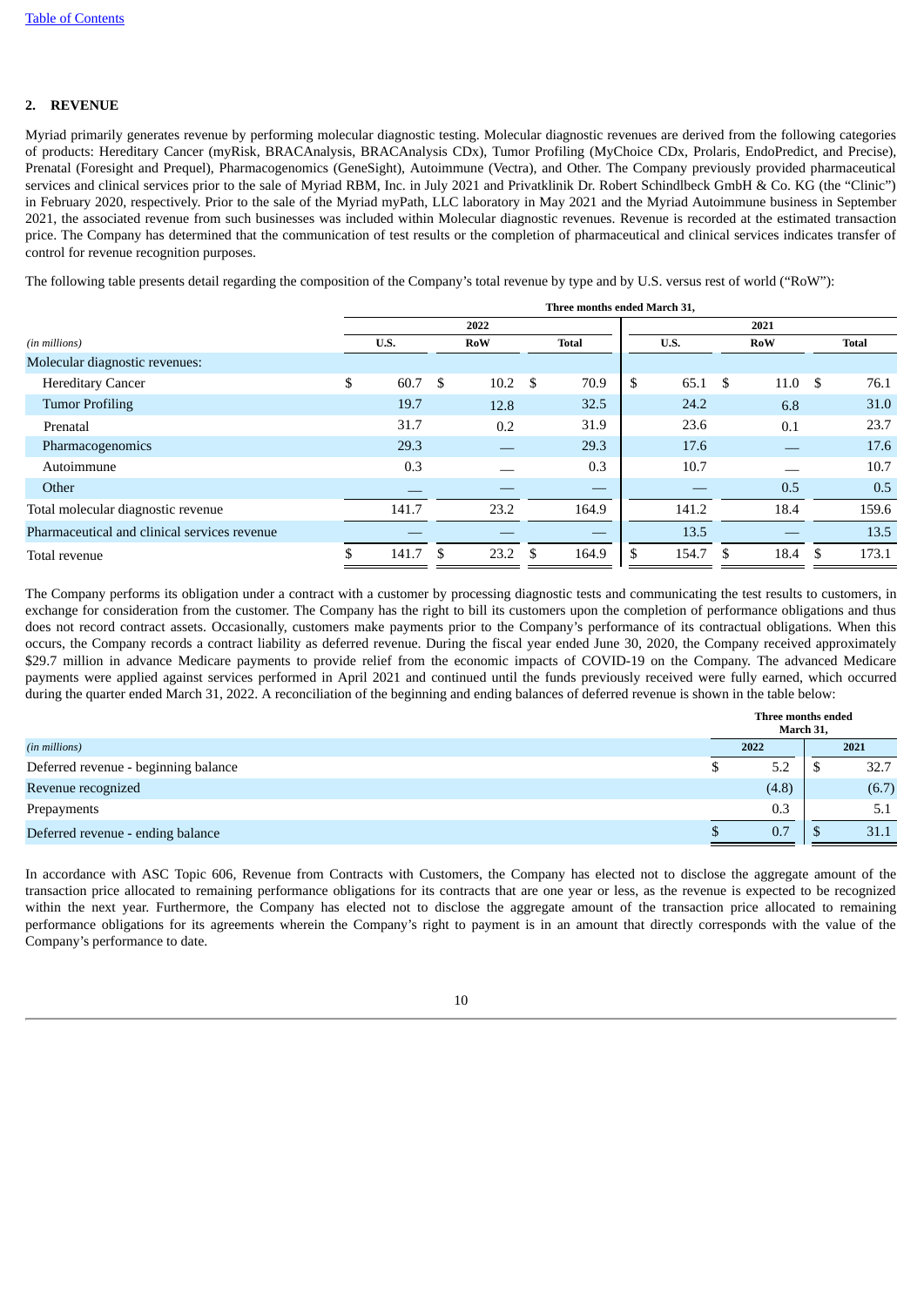## 2. REVENUE

Myriad primarily generates revenue by performing molecular diagnostic testing. Molecular diagnostic revenues are derived from the following categories of products: Hereditary Cancer (myRisk, BRACAnalysis, BRACAnalysis CDx), Tumor Profiling (MyChoice CDx, Prolaris, EndoPredict, and Precise), Prenatal (Foresight and Prequel), Pharmacogenomics (GeneSight), Autoimmune (Vectra), and Other. The Company previously provided pharmaceutical services and clinical services prior to the sale of Myriad RBM, Inc. in July 2021 and Privatklinik Dr. Robert Schindlbeck GmbH & Co. KG (the "Clinic") in February 2020, respectively. Prior to the sale of the Myriad myPath, LLC laboratory in May 2021 and the Myriad Autoimmune business in September 2021, the associated revenue from such businesses was included within Molecular diagnostic revenues. Revenue is recorded at the estimated transaction price. The Company has determined that the communication of test results or the completion of pharmaceutical and clinical services indicates transfer of control for revenue recognition purposes.

The following table presents detail regarding the composition of the Company's total revenue by type and by U.S. versus rest of world ("RoW"):

| | Three months ended March 31, | | | | | |
|---|---|---|---|---|---|---|
| | 2022 | | | 2021 | | |
| *(in millions)* | U.S. | RoW | Total | U.S. | RoW | Total |
| Molecular diagnostic revenues: | | | | | | |
| Hereditary Cancer | $ 60.7 | $ 10.2 | $ 70.9 | $ 65.1 | $ 11.0 | $ 76.1 |
| Tumor Profiling | 19.7 | 12.8 | 32.5 | 24.2 | 6.8 | 31.0 |
| Prenatal | 31.7 | 0.2 | 31.9 | 23.6 | 0.1 | 23.7 |
| Pharmacogenomics | 29.3 | — | 29.3 | 17.6 | — | 17.6 |
| Autoimmune | 0.3 | — | 0.3 | 10.7 | — | 10.7 |
| Other | — | — | — | — | 0.5 | 0.5 |
| Total molecular diagnostic revenue | 141.7 | 23.2 | 164.9 | 141.2 | 18.4 | 159.6 |
| Pharmaceutical and clinical services revenue | — | — | — | 13.5 | — | 13.5 |
| Total revenue | $ 141.7 | $ 23.2 | $ 164.9 | $ 154.7 | $ 18.4 | $ 173.1 |

The Company performs its obligation under a contract with a customer by processing diagnostic tests and communicating the test results to customers, in exchange for consideration from the customer. The Company has the right to bill its customers upon the completion of performance obligations and thus does not record contract assets. Occasionally, customers make payments prior to the Company's performance of its contractual obligations. When this occurs, the Company records a contract liability as deferred revenue. During the fiscal year ended June 30, 2020, the Company received approximately $29.7 million in advance Medicare payments to provide relief from the economic impacts of COVID-19 on the Company. The advanced Medicare payments were applied against services performed in April 2021 and continued until the funds previously received were fully earned, which occurred during the quarter ended March 31, 2022. A reconciliation of the beginning and ending balances of deferred revenue is shown in the table below:

| | Three months ended March 31, | |
|---|---|---|
| *(in millions)* | 2022 | 2021 |
| Deferred revenue - beginning balance | $ 5.2 | $ 32.7 |
| Revenue recognized | (4.8) | (6.7) |
| Prepayments | 0.3 | 5.1 |
| Deferred revenue - ending balance | $ 0.7 | $ 31.1 |

In accordance with ASC Topic 606, Revenue from Contracts with Customers, the Company has elected not to disclose the aggregate amount of the transaction price allocated to remaining performance obligations for its contracts that are one year or less, as the revenue is expected to be recognized within the next year. Furthermore, the Company has elected not to disclose the aggregate amount of the transaction price allocated to remaining performance obligations for its agreements wherein the Company's right to payment is in an amount that directly corresponds with the value of the Company's performance to date.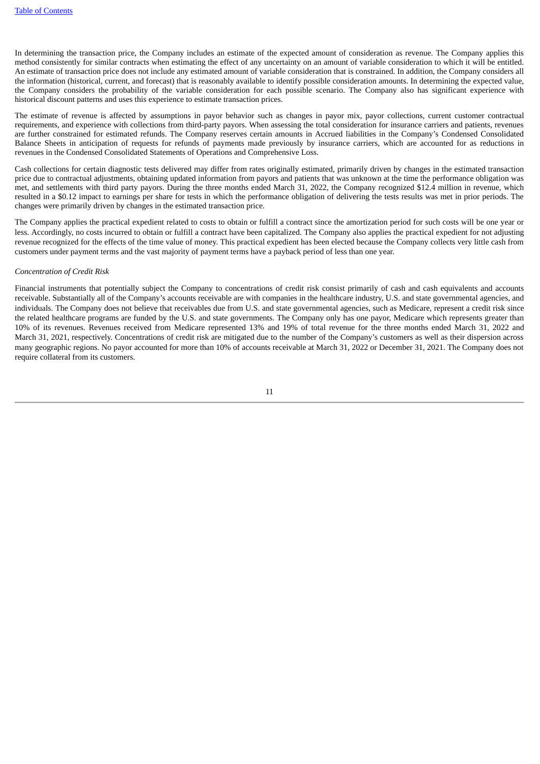In determining the transaction price, the Company includes an estimate of the expected amount of consideration as revenue. The Company applies this method consistently for similar contracts when estimating the effect of any uncertainty on an amount of variable consideration to which it will be entitled. An estimate of transaction price does not include any estimated amount of variable consideration that is constrained. In addition, the Company considers all the information (historical, current, and forecast) that is reasonably available to identify possible consideration amounts. In determining the expected value, the Company considers the probability of the variable consideration for each possible scenario. The Company also has significant experience with historical discount patterns and uses this experience to estimate transaction prices.

The estimate of revenue is affected by assumptions in payor behavior such as changes in payor mix, payor collections, current customer contractual requirements, and experience with collections from third-party payors. When assessing the total consideration for insurance carriers and patients, revenues are further constrained for estimated refunds. The Company reserves certain amounts in Accrued liabilities in the Company's Condensed Consolidated Balance Sheets in anticipation of requests for refunds of payments made previously by insurance carriers, which are accounted for as reductions in revenues in the Condensed Consolidated Statements of Operations and Comprehensive Loss.

Cash collections for certain diagnostic tests delivered may differ from rates originally estimated, primarily driven by changes in the estimated transaction price due to contractual adjustments, obtaining updated information from payors and patients that was unknown at the time the performance obligation was met, and settlements with third party payors. During the three months ended March 31, 2022, the Company recognized $12.4 million in revenue, which resulted in a $0.12 impact to earnings per share for tests in which the performance obligation of delivering the tests results was met in prior periods. The changes were primarily driven by changes in the estimated transaction price.

The Company applies the practical expedient related to costs to obtain or fulfill a contract since the amortization period for such costs will be one year or less. Accordingly, no costs incurred to obtain or fulfill a contract have been capitalized. The Company also applies the practical expedient for not adjusting revenue recognized for the effects of the time value of money. This practical expedient has been elected because the Company collects very little cash from customers under payment terms and the vast majority of payment terms have a payback period of less than one year.

*Concentration of Credit Risk*

Financial instruments that potentially subject the Company to concentrations of credit risk consist primarily of cash and cash equivalents and accounts receivable. Substantially all of the Company's accounts receivable are with companies in the healthcare industry, U.S. and state governmental agencies, and individuals. The Company does not believe that receivables due from U.S. and state governmental agencies, such as Medicare, represent a credit risk since the related healthcare programs are funded by the U.S. and state governments. The Company only has one payor, Medicare which represents greater than 10% of its revenues. Revenues received from Medicare represented 13% and 19% of total revenue for the three months ended March 31, 2022 and March 31, 2021, respectively. Concentrations of credit risk are mitigated due to the number of the Company's customers as well as their dispersion across many geographic regions. No payor accounted for more than 10% of accounts receivable at March 31, 2022 or December 31, 2021. The Company does not require collateral from its customers.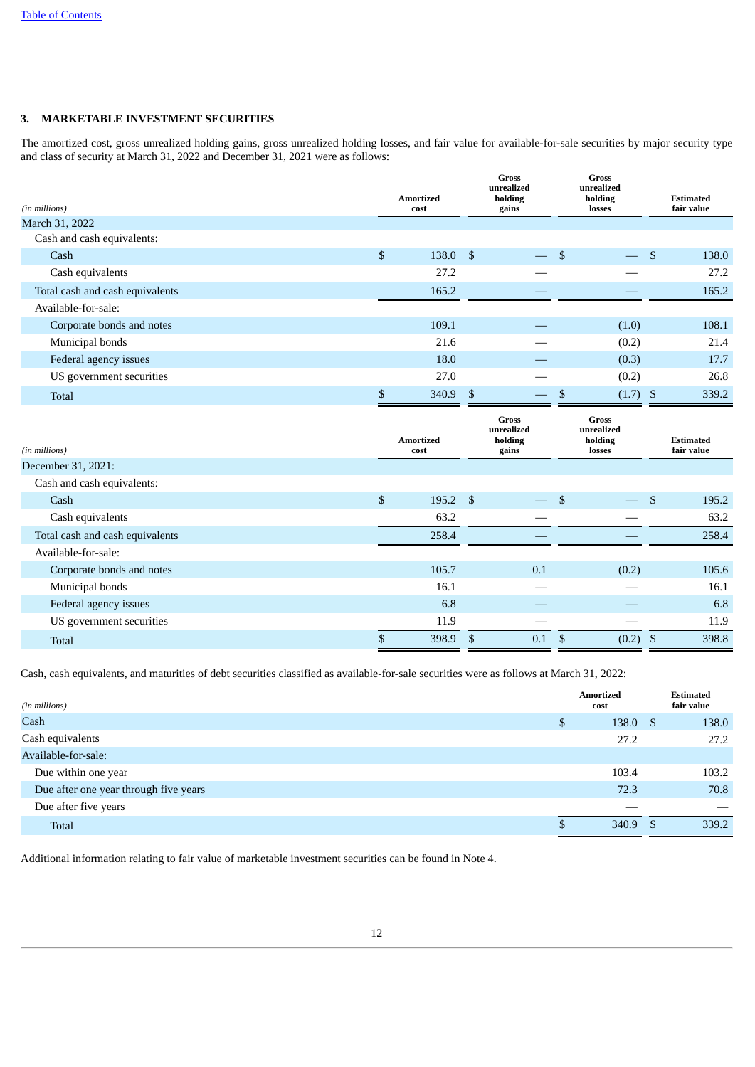## 3. MARKETABLE INVESTMENT SECURITIES

The amortized cost, gross unrealized holding gains, gross unrealized holding losses, and fair value for available-for-sale securities by major security type and class of security at March 31, 2022 and December 31, 2021 were as follows:

| *(in millions)* | Amortized cost | Gross unrealized holding gains | Gross unrealized holding losses | Estimated fair value |
|---|---|---|---|---|
| March 31, 2022 | | | | |
| Cash and cash equivalents: | | | | |
| Cash | $ 138.0 | $ — | $ — | $ 138.0 |
| Cash equivalents | 27.2 | — | — | 27.2 |
| Total cash and cash equivalents | 165.2 | — | — | 165.2 |
| Available-for-sale: | | | | |
| Corporate bonds and notes | 109.1 | — | (1.0) | 108.1 |
| Municipal bonds | 21.6 | — | (0.2) | 21.4 |
| Federal agency issues | 18.0 | — | (0.3) | 17.7 |
| US government securities | 27.0 | — | (0.2) | 26.8 |
| Total | $ 340.9 | $ — | $ (1.7) | $ 339.2 |

| *(in millions)* | Amortized cost | Gross unrealized holding gains | Gross unrealized holding losses | Estimated fair value |
|---|---|---|---|---|
| December 31, 2021: | | | | |
| Cash and cash equivalents: | | | | |
| Cash | $ 195.2 | $ — | $ — | $ 195.2 |
| Cash equivalents | 63.2 | — | — | 63.2 |
| Total cash and cash equivalents | 258.4 | — | — | 258.4 |
| Available-for-sale: | | | | |
| Corporate bonds and notes | 105.7 | 0.1 | (0.2) | 105.6 |
| Municipal bonds | 16.1 | — | — | 16.1 |
| Federal agency issues | 6.8 | — | — | 6.8 |
| US government securities | 11.9 | — | — | 11.9 |
| Total | $ 398.9 | $ 0.1 | $ (0.2) | $ 398.8 |

Cash, cash equivalents, and maturities of debt securities classified as available-for-sale securities were as follows at March 31, 2022:

| *(in millions)* | Amortized cost | Estimated fair value |
|---|---|---|
| Cash | $ 138.0 | $ 138.0 |
| Cash equivalents | 27.2 | 27.2 |
| Available-for-sale: | | |
| Due within one year | 103.4 | 103.2 |
| Due after one year through five years | 72.3 | 70.8 |
| Due after five years | — | — |
| Total | $ 340.9 | $ 339.2 |

Additional information relating to fair value of marketable investment securities can be found in Note 4.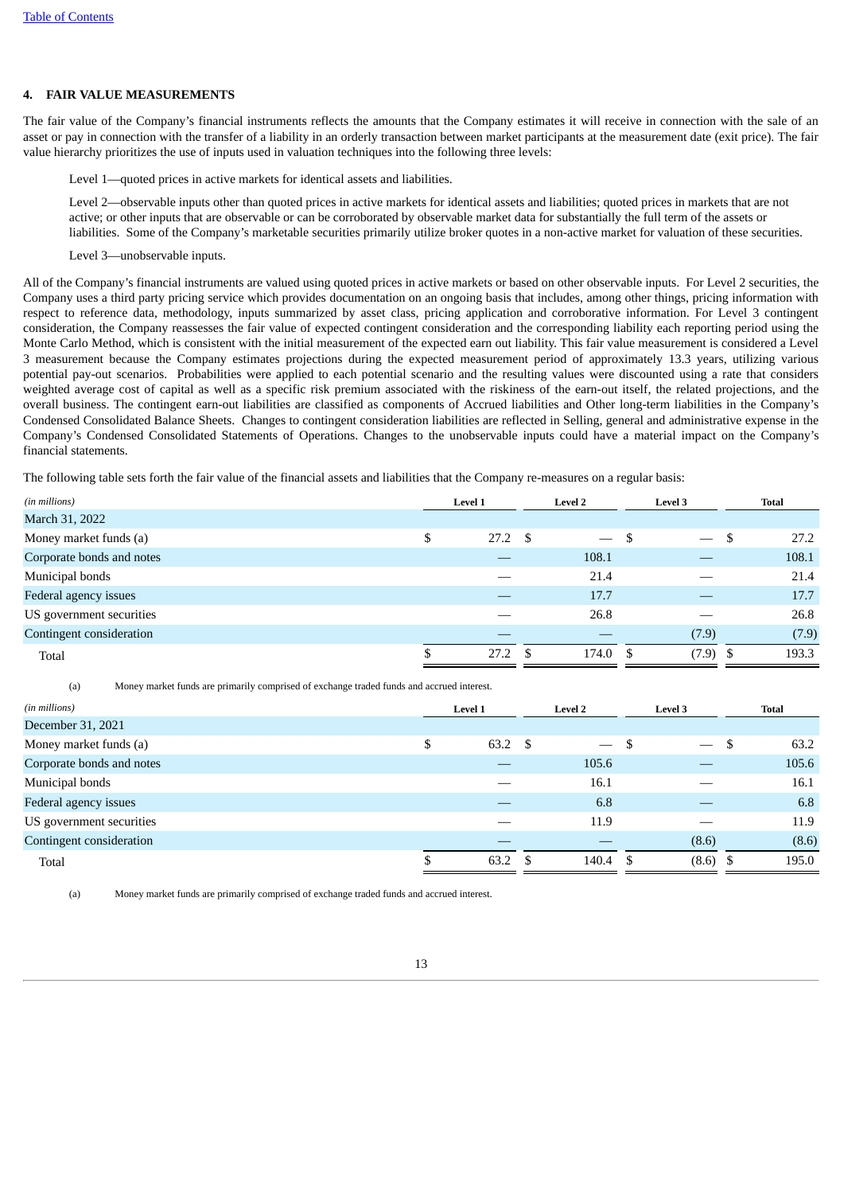## 4. FAIR VALUE MEASUREMENTS

The fair value of the Company's financial instruments reflects the amounts that the Company estimates it will receive in connection with the sale of an asset or pay in connection with the transfer of a liability in an orderly transaction between market participants at the measurement date (exit price). The fair value hierarchy prioritizes the use of inputs used in valuation techniques into the following three levels:

Level 1—quoted prices in active markets for identical assets and liabilities.

Level 2—observable inputs other than quoted prices in active markets for identical assets and liabilities; quoted prices in markets that are not active; or other inputs that are observable or can be corroborated by observable market data for substantially the full term of the assets or liabilities. Some of the Company's marketable securities primarily utilize broker quotes in a non-active market for valuation of these securities.

Level 3—unobservable inputs.

All of the Company's financial instruments are valued using quoted prices in active markets or based on other observable inputs. For Level 2 securities, the Company uses a third party pricing service which provides documentation on an ongoing basis that includes, among other things, pricing information with respect to reference data, methodology, inputs summarized by asset class, pricing application and corroborative information. For Level 3 contingent consideration, the Company reassesses the fair value of expected contingent consideration and the corresponding liability each reporting period using the Monte Carlo Method, which is consistent with the initial measurement of the expected earn out liability. This fair value measurement is considered a Level 3 measurement because the Company estimates projections during the expected measurement period of approximately 13.3 years, utilizing various potential pay-out scenarios. Probabilities were applied to each potential scenario and the resulting values were discounted using a rate that considers weighted average cost of capital as well as a specific risk premium associated with the riskiness of the earn-out itself, the related projections, and the overall business. The contingent earn-out liabilities are classified as components of Accrued liabilities and Other long-term liabilities in the Company's Condensed Consolidated Balance Sheets. Changes to contingent consideration liabilities are reflected in Selling, general and administrative expense in the Company's Condensed Consolidated Statements of Operations. Changes to the unobservable inputs could have a material impact on the Company's financial statements.

The following table sets forth the fair value of the financial assets and liabilities that the Company re-measures on a regular basis:

| *(in millions)* | Level 1 | Level 2 | Level 3 | Total |
|---|---|---|---|---|
| March 31, 2022 | | | | |
| Money market funds (a) | $ 27.2 | $ — | $ — | $ 27.2 |
| Corporate bonds and notes | — | 108.1 | — | 108.1 |
| Municipal bonds | — | 21.4 | — | 21.4 |
| Federal agency issues | — | 17.7 | — | 17.7 |
| US government securities | — | 26.8 | — | 26.8 |
| Contingent consideration | — | — | (7.9) | (7.9) |
| Total | $ 27.2 | $ 174.0 | $ (7.9) | $ 193.3 |

(a) Money market funds are primarily comprised of exchange traded funds and accrued interest.

| *(in millions)* | Level 1 | Level 2 | Level 3 | Total |
|---|---|---|---|---|
| December 31, 2021 | | | | |
| Money market funds (a) | $ 63.2 | $ — | $ — | $ 63.2 |
| Corporate bonds and notes | — | 105.6 | — | 105.6 |
| Municipal bonds | — | 16.1 | — | 16.1 |
| Federal agency issues | — | 6.8 | — | 6.8 |
| US government securities | — | 11.9 | — | 11.9 |
| Contingent consideration | — | — | (8.6) | (8.6) |
| Total | $ 63.2 | $ 140.4 | $ (8.6) | $ 195.0 |

(a) Money market funds are primarily comprised of exchange traded funds and accrued interest.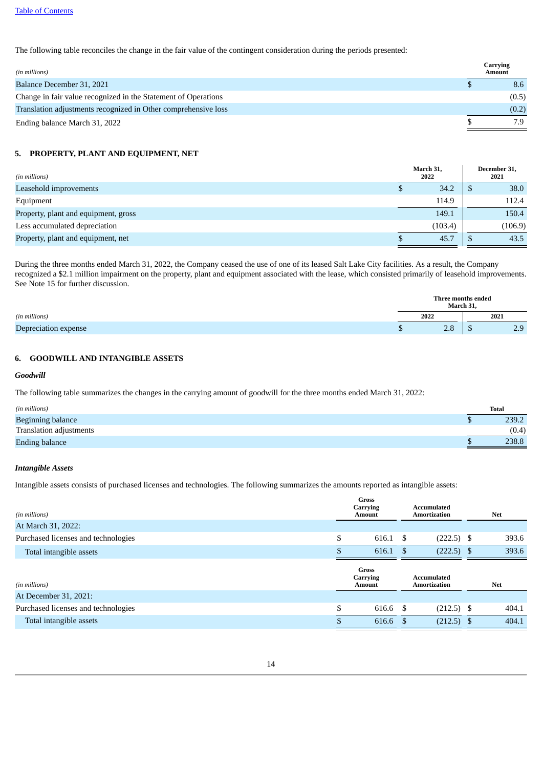The following table reconciles the change in the fair value of the contingent consideration during the periods presented:

| (in millions) | Carrying Amount |
|---|---|
| Balance December 31, 2021 | $ 8.6 |
| Change in fair value recognized in the Statement of Operations | (0.5) |
| Translation adjustments recognized in Other comprehensive loss | (0.2) |
| Ending balance March 31, 2022 | $ 7.9 |

## 5. PROPERTY, PLANT AND EQUIPMENT, NET

| (in millions) | March 31, 2022 | December 31, 2021 |
|---|---|---|
| Leasehold improvements | $ 34.2 | $ 38.0 |
| Equipment | 114.9 | 112.4 |
| Property, plant and equipment, gross | 149.1 | 150.4 |
| Less accumulated depreciation | (103.4) | (106.9) |
| Property, plant and equipment, net | $ 45.7 | $ 43.5 |

During the three months ended March 31, 2022, the Company ceased the use of one of its leased Salt Lake City facilities. As a result, the Company recognized a $2.1 million impairment on the property, plant and equipment associated with the lease, which consisted primarily of leasehold improvements. See Note 15 for further discussion.

| | Three months ended March 31, | |
|---|---|---|
| (in millions) | 2022 | 2021 |
| Depreciation expense | $ 2.8 | $ 2.9 |

## 6. GOODWILL AND INTANGIBLE ASSETS

### *Goodwill*

The following table summarizes the changes in the carrying amount of goodwill for the three months ended March 31, 2022:

| (in millions) | Total |
|---|---|
| Beginning balance | $ 239.2 |
| Translation adjustments | (0.4) |
| Ending balance | $ 238.8 |

### *Intangible Assets*

Intangible assets consists of purchased licenses and technologies. The following summarizes the amounts reported as intangible assets:

| (in millions) | Gross Carrying Amount | Accumulated Amortization | Net |
|---|---|---|---|
| At March 31, 2022: | | | |
| Purchased licenses and technologies | $ 616.1 | $ (222.5) | $ 393.6 |
| Total intangible assets | $ 616.1 | $ (222.5) | $ 393.6 |

| (in millions) | Gross Carrying Amount | Accumulated Amortization | Net |
|---|---|---|---|
| At December 31, 2021: | | | |
| Purchased licenses and technologies | $ 616.6 | $ (212.5) | $ 404.1 |
| Total intangible assets | $ 616.6 | $ (212.5) | $ 404.1 |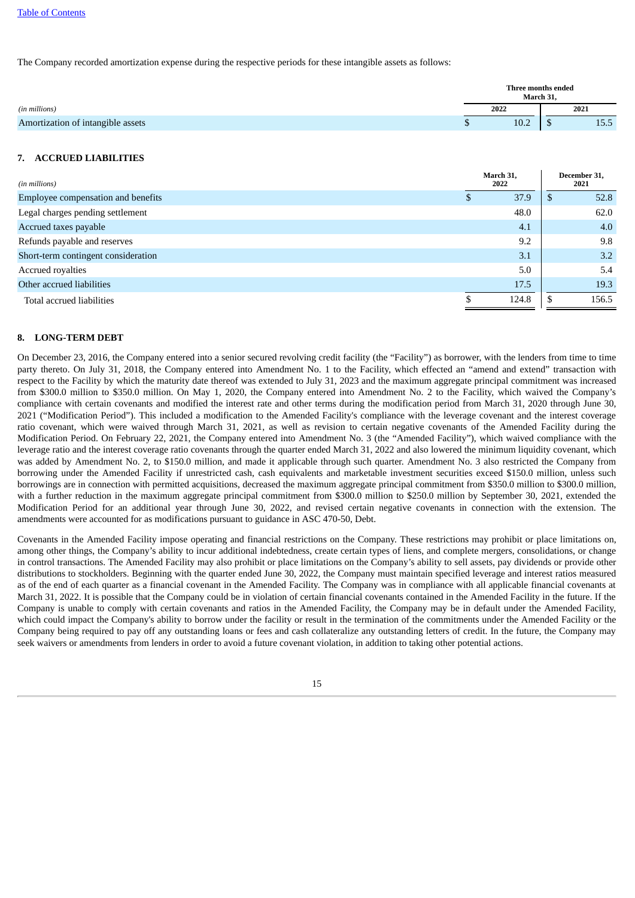[Table of Contents](#)

The Company recorded amortization expense during the respective periods for these intangible assets as follows:

| *(in millions)* | Three months ended March 31, 2022 | Three months ended March 31, 2021 |
|---|---|---|
| Amortization of intangible assets | $ 10.2 | $ 15.5 |

## 7. ACCRUED LIABILITIES

| *(in millions)* | March 31, 2022 | December 31, 2021 |
|---|---|---|
| Employee compensation and benefits | $ 37.9 | $ 52.8 |
| Legal charges pending settlement | 48.0 | 62.0 |
| Accrued taxes payable | 4.1 | 4.0 |
| Refunds payable and reserves | 9.2 | 9.8 |
| Short-term contingent consideration | 3.1 | 3.2 |
| Accrued royalties | 5.0 | 5.4 |
| Other accrued liabilities | 17.5 | 19.3 |
| Total accrued liabilities | $ 124.8 | $ 156.5 |

## 8. LONG-TERM DEBT

On December 23, 2016, the Company entered into a senior secured revolving credit facility (the "Facility") as borrower, with the lenders from time to time party thereto. On July 31, 2018, the Company entered into Amendment No. 1 to the Facility, which effected an "amend and extend" transaction with respect to the Facility by which the maturity date thereof was extended to July 31, 2023 and the maximum aggregate principal commitment was increased from $300.0 million to $350.0 million. On May 1, 2020, the Company entered into Amendment No. 2 to the Facility, which waived the Company's compliance with certain covenants and modified the interest rate and other terms during the modification period from March 31, 2020 through June 30, 2021 ("Modification Period"). This included a modification to the Amended Facility's compliance with the leverage covenant and the interest coverage ratio covenant, which were waived through March 31, 2021, as well as revision to certain negative covenants of the Amended Facility during the Modification Period. On February 22, 2021, the Company entered into Amendment No. 3 (the "Amended Facility"), which waived compliance with the leverage ratio and the interest coverage ratio covenants through the quarter ended March 31, 2022 and also lowered the minimum liquidity covenant, which was added by Amendment No. 2, to $150.0 million, and made it applicable through such quarter. Amendment No. 3 also restricted the Company from borrowing under the Amended Facility if unrestricted cash, cash equivalents and marketable investment securities exceed $150.0 million, unless such borrowings are in connection with permitted acquisitions, decreased the maximum aggregate principal commitment from $350.0 million to $300.0 million, with a further reduction in the maximum aggregate principal commitment from $300.0 million to $250.0 million by September 30, 2021, extended the Modification Period for an additional year through June 30, 2022, and revised certain negative covenants in connection with the extension. The amendments were accounted for as modifications pursuant to guidance in ASC 470-50, Debt.

Covenants in the Amended Facility impose operating and financial restrictions on the Company. These restrictions may prohibit or place limitations on, among other things, the Company's ability to incur additional indebtedness, create certain types of liens, and complete mergers, consolidations, or change in control transactions. The Amended Facility may also prohibit or place limitations on the Company's ability to sell assets, pay dividends or provide other distributions to stockholders. Beginning with the quarter ended June 30, 2022, the Company must maintain specified leverage and interest ratios measured as of the end of each quarter as a financial covenant in the Amended Facility. The Company was in compliance with all applicable financial covenants at March 31, 2022. It is possible that the Company could be in violation of certain financial covenants contained in the Amended Facility in the future. If the Company is unable to comply with certain covenants and ratios in the Amended Facility, the Company may be in default under the Amended Facility, which could impact the Company's ability to borrow under the facility or result in the termination of the commitments under the Amended Facility or the Company being required to pay off any outstanding loans or fees and cash collateralize any outstanding letters of credit. In the future, the Company may seek waivers or amendments from lenders in order to avoid a future covenant violation, in addition to taking other potential actions.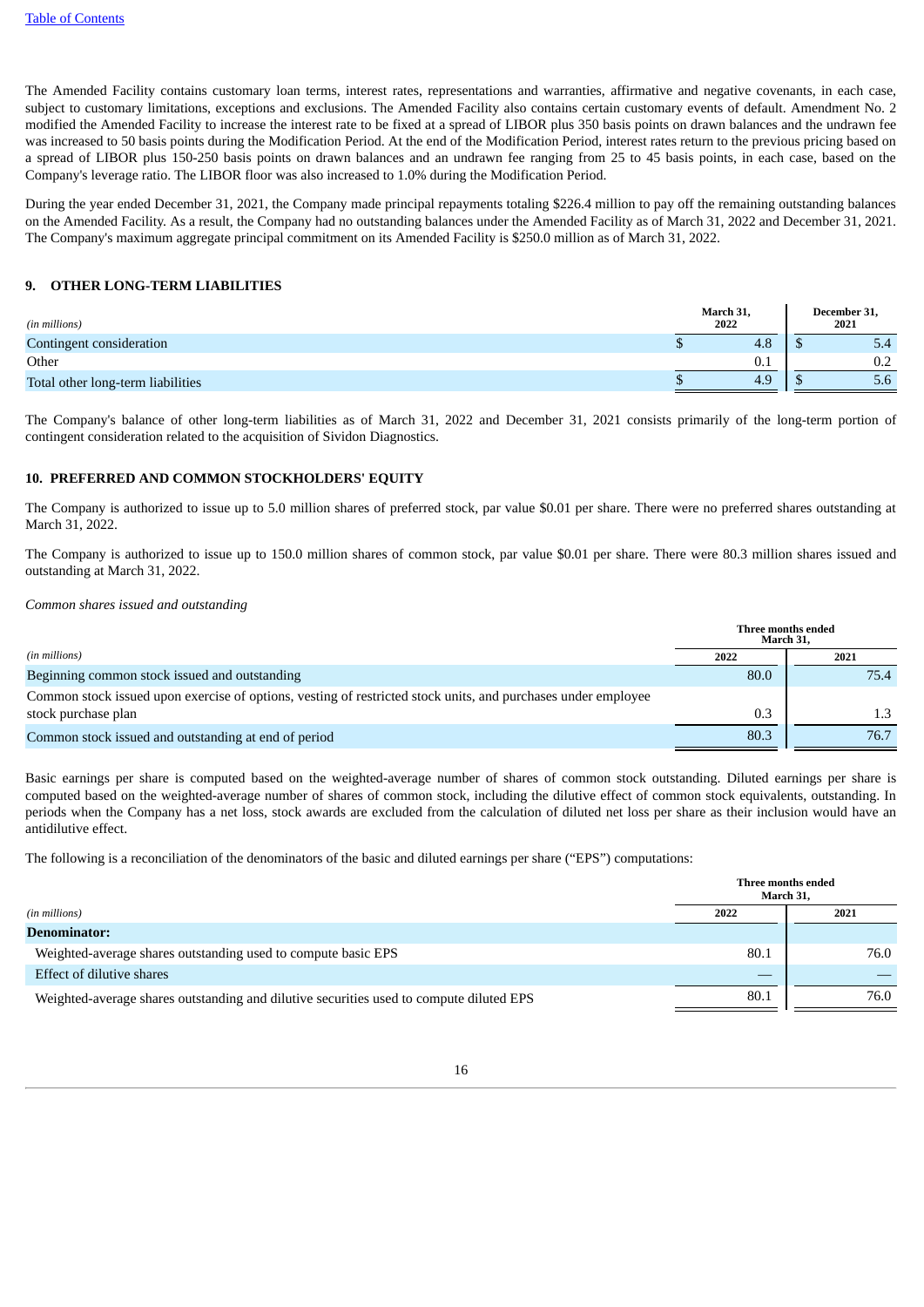The Amended Facility contains customary loan terms, interest rates, representations and warranties, affirmative and negative covenants, in each case, subject to customary limitations, exceptions and exclusions. The Amended Facility also contains certain customary events of default. Amendment No. 2 modified the Amended Facility to increase the interest rate to be fixed at a spread of LIBOR plus 350 basis points on drawn balances and the undrawn fee was increased to 50 basis points during the Modification Period. At the end of the Modification Period, interest rates return to the previous pricing based on a spread of LIBOR plus 150-250 basis points on drawn balances and an undrawn fee ranging from 25 to 45 basis points, in each case, based on the Company's leverage ratio. The LIBOR floor was also increased to 1.0% during the Modification Period.

During the year ended December 31, 2021, the Company made principal repayments totaling $226.4 million to pay off the remaining outstanding balances on the Amended Facility. As a result, the Company had no outstanding balances under the Amended Facility as of March 31, 2022 and December 31, 2021. The Company's maximum aggregate principal commitment on its Amended Facility is $250.0 million as of March 31, 2022.

## 9. OTHER LONG-TERM LIABILITIES

| *(in millions)* | March 31, 2022 | December 31, 2021 |
|---|---|---|
| Contingent consideration | $ 4.8 | $ 5.4 |
| Other | 0.1 | 0.2 |
| Total other long-term liabilities | $ 4.9 | $ 5.6 |

The Company's balance of other long-term liabilities as of March 31, 2022 and December 31, 2021 consists primarily of the long-term portion of contingent consideration related to the acquisition of Sividon Diagnostics.

## 10. PREFERRED AND COMMON STOCKHOLDERS' EQUITY

The Company is authorized to issue up to 5.0 million shares of preferred stock, par value $0.01 per share. There were no preferred shares outstanding at March 31, 2022.

The Company is authorized to issue up to 150.0 million shares of common stock, par value $0.01 per share. There were 80.3 million shares issued and outstanding at March 31, 2022.

*Common shares issued and outstanding*

| | Three months ended March 31, | |
|---|---|---|
| *(in millions)* | 2022 | 2021 |
| Beginning common stock issued and outstanding | 80.0 | 75.4 |
| Common stock issued upon exercise of options, vesting of restricted stock units, and purchases under employee stock purchase plan | 0.3 | 1.3 |
| Common stock issued and outstanding at end of period | 80.3 | 76.7 |

Basic earnings per share is computed based on the weighted-average number of shares of common stock outstanding. Diluted earnings per share is computed based on the weighted-average number of shares of common stock, including the dilutive effect of common stock equivalents, outstanding. In periods when the Company has a net loss, stock awards are excluded from the calculation of diluted net loss per share as their inclusion would have an antidilutive effect.

The following is a reconciliation of the denominators of the basic and diluted earnings per share ("EPS") computations:

| | Three months ended March 31, | |
|---|---|---|
| *(in millions)* | 2022 | 2021 |
| **Denominator:** | | |
| Weighted-average shares outstanding used to compute basic EPS | 80.1 | 76.0 |
| Effect of dilutive shares | — | — |
| Weighted-average shares outstanding and dilutive securities used to compute diluted EPS | 80.1 | 76.0 |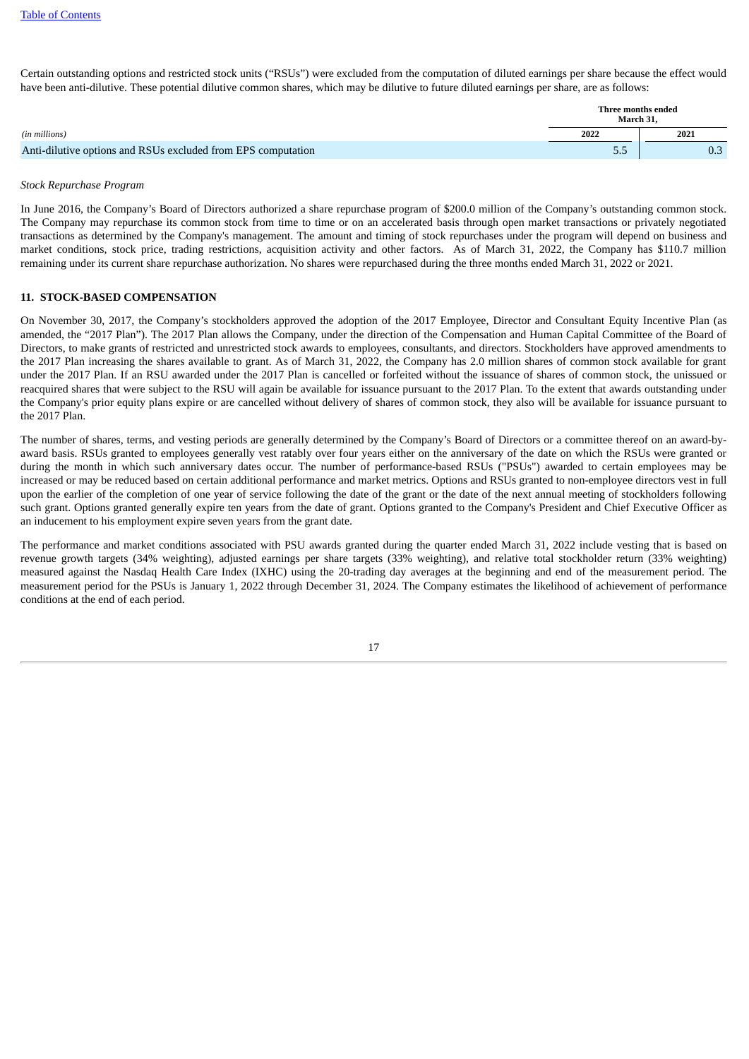Certain outstanding options and restricted stock units ("RSUs") were excluded from the computation of diluted earnings per share because the effect would have been anti-dilutive. These potential dilutive common shares, which may be dilutive to future diluted earnings per share, are as follows:

| | Three months ended March 31, | |
|---|---|---|
| *(in millions)* | **2022** | **2021** |
| Anti-dilutive options and RSUs excluded from EPS computation | 5.5 | 0.3 |

*Stock Repurchase Program*

In June 2016, the Company's Board of Directors authorized a share repurchase program of $200.0 million of the Company's outstanding common stock. The Company may repurchase its common stock from time to time or on an accelerated basis through open market transactions or privately negotiated transactions as determined by the Company's management. The amount and timing of stock repurchases under the program will depend on business and market conditions, stock price, trading restrictions, acquisition activity and other factors. As of March 31, 2022, the Company has $110.7 million remaining under its current share repurchase authorization. No shares were repurchased during the three months ended March 31, 2022 or 2021.

## 11. STOCK-BASED COMPENSATION

On November 30, 2017, the Company's stockholders approved the adoption of the 2017 Employee, Director and Consultant Equity Incentive Plan (as amended, the "2017 Plan"). The 2017 Plan allows the Company, under the direction of the Compensation and Human Capital Committee of the Board of Directors, to make grants of restricted and unrestricted stock awards to employees, consultants, and directors. Stockholders have approved amendments to the 2017 Plan increasing the shares available to grant. As of March 31, 2022, the Company has 2.0 million shares of common stock available for grant under the 2017 Plan. If an RSU awarded under the 2017 Plan is cancelled or forfeited without the issuance of shares of common stock, the unissued or reacquired shares that were subject to the RSU will again be available for issuance pursuant to the 2017 Plan. To the extent that awards outstanding under the Company's prior equity plans expire or are cancelled without delivery of shares of common stock, they also will be available for issuance pursuant to the 2017 Plan.

The number of shares, terms, and vesting periods are generally determined by the Company's Board of Directors or a committee thereof on an award-by-award basis. RSUs granted to employees generally vest ratably over four years either on the anniversary of the date on which the RSUs were granted or during the month in which such anniversary dates occur. The number of performance-based RSUs ("PSUs") awarded to certain employees may be increased or may be reduced based on certain additional performance and market metrics. Options and RSUs granted to non-employee directors vest in full upon the earlier of the completion of one year of service following the date of the grant or the date of the next annual meeting of stockholders following such grant. Options granted generally expire ten years from the date of grant. Options granted to the Company's President and Chief Executive Officer as an inducement to his employment expire seven years from the grant date.

The performance and market conditions associated with PSU awards granted during the quarter ended March 31, 2022 include vesting that is based on revenue growth targets (34% weighting), adjusted earnings per share targets (33% weighting), and relative total stockholder return (33% weighting) measured against the Nasdaq Health Care Index (IXHC) using the 20-trading day averages at the beginning and end of the measurement period. The measurement period for the PSUs is January 1, 2022 through December 31, 2024. The Company estimates the likelihood of achievement of performance conditions at the end of each period.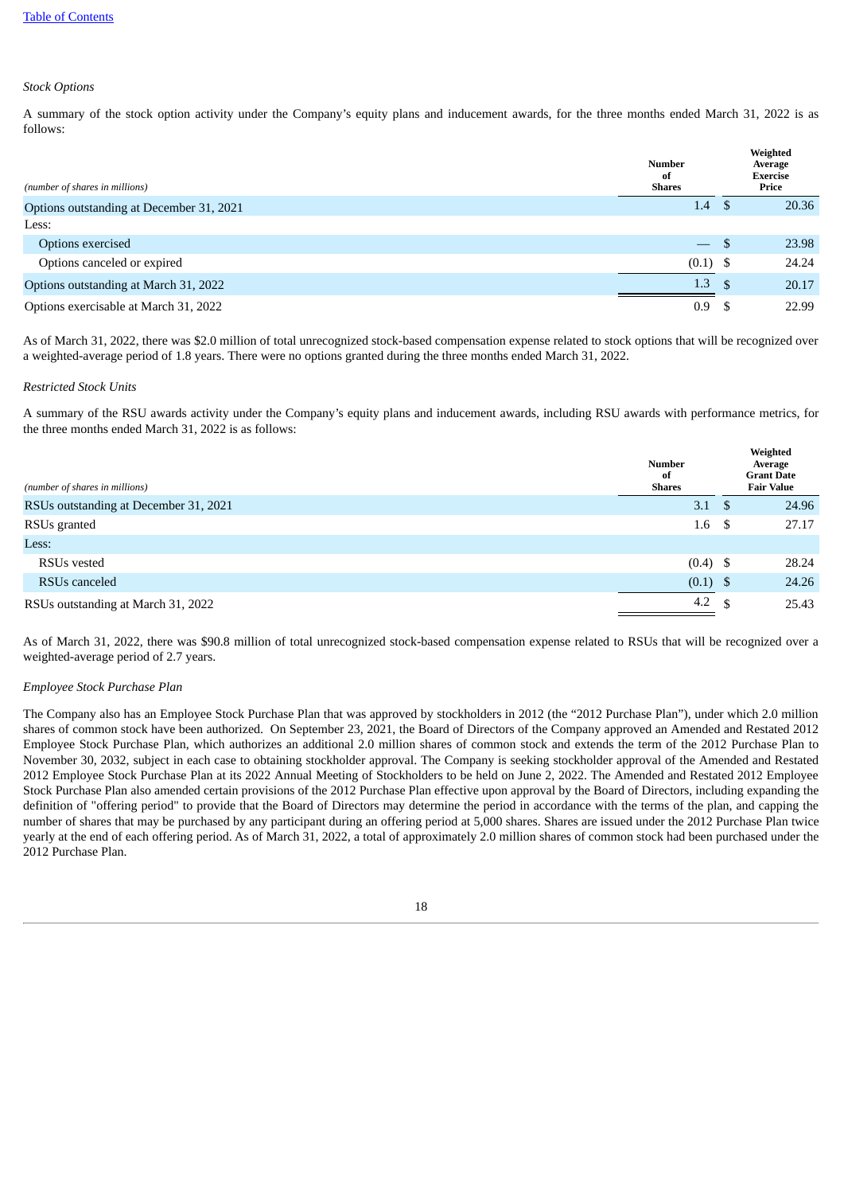*Stock Options*

A summary of the stock option activity under the Company's equity plans and inducement awards, for the three months ended March 31, 2022 is as follows:

| *(number of shares in millions)* | Number of Shares | Weighted Average Exercise Price |
|---|---|---|
| Options outstanding at December 31, 2021 | 1.4 | $ 20.36 |
| Less: | | |
| Options exercised | — | $ 23.98 |
| Options canceled or expired | (0.1) | $ 24.24 |
| Options outstanding at March 31, 2022 | 1.3 | $ 20.17 |
| Options exercisable at March 31, 2022 | 0.9 | $ 22.99 |

As of March 31, 2022, there was $2.0 million of total unrecognized stock-based compensation expense related to stock options that will be recognized over a weighted-average period of 1.8 years. There were no options granted during the three months ended March 31, 2022.

*Restricted Stock Units*

A summary of the RSU awards activity under the Company's equity plans and inducement awards, including RSU awards with performance metrics, for the three months ended March 31, 2022 is as follows:

| *(number of shares in millions)* | Number of Shares | Weighted Average Grant Date Fair Value |
|---|---|---|
| RSUs outstanding at December 31, 2021 | 3.1 | $ 24.96 |
| RSUs granted | 1.6 | $ 27.17 |
| Less: | | |
| RSUs vested | (0.4) | $ 28.24 |
| RSUs canceled | (0.1) | $ 24.26 |
| RSUs outstanding at March 31, 2022 | 4.2 | $ 25.43 |

As of March 31, 2022, there was $90.8 million of total unrecognized stock-based compensation expense related to RSUs that will be recognized over a weighted-average period of 2.7 years.

*Employee Stock Purchase Plan*

The Company also has an Employee Stock Purchase Plan that was approved by stockholders in 2012 (the "2012 Purchase Plan"), under which 2.0 million shares of common stock have been authorized. On September 23, 2021, the Board of Directors of the Company approved an Amended and Restated 2012 Employee Stock Purchase Plan, which authorizes an additional 2.0 million shares of common stock and extends the term of the 2012 Purchase Plan to November 30, 2032, subject in each case to obtaining stockholder approval. The Company is seeking stockholder approval of the Amended and Restated 2012 Employee Stock Purchase Plan at its 2022 Annual Meeting of Stockholders to be held on June 2, 2022. The Amended and Restated 2012 Employee Stock Purchase Plan also amended certain provisions of the 2012 Purchase Plan effective upon approval by the Board of Directors, including expanding the definition of "offering period" to provide that the Board of Directors may determine the period in accordance with the terms of the plan, and capping the number of shares that may be purchased by any participant during an offering period at 5,000 shares. Shares are issued under the 2012 Purchase Plan twice yearly at the end of each offering period. As of March 31, 2022, a total of approximately 2.0 million shares of common stock had been purchased under the 2012 Purchase Plan.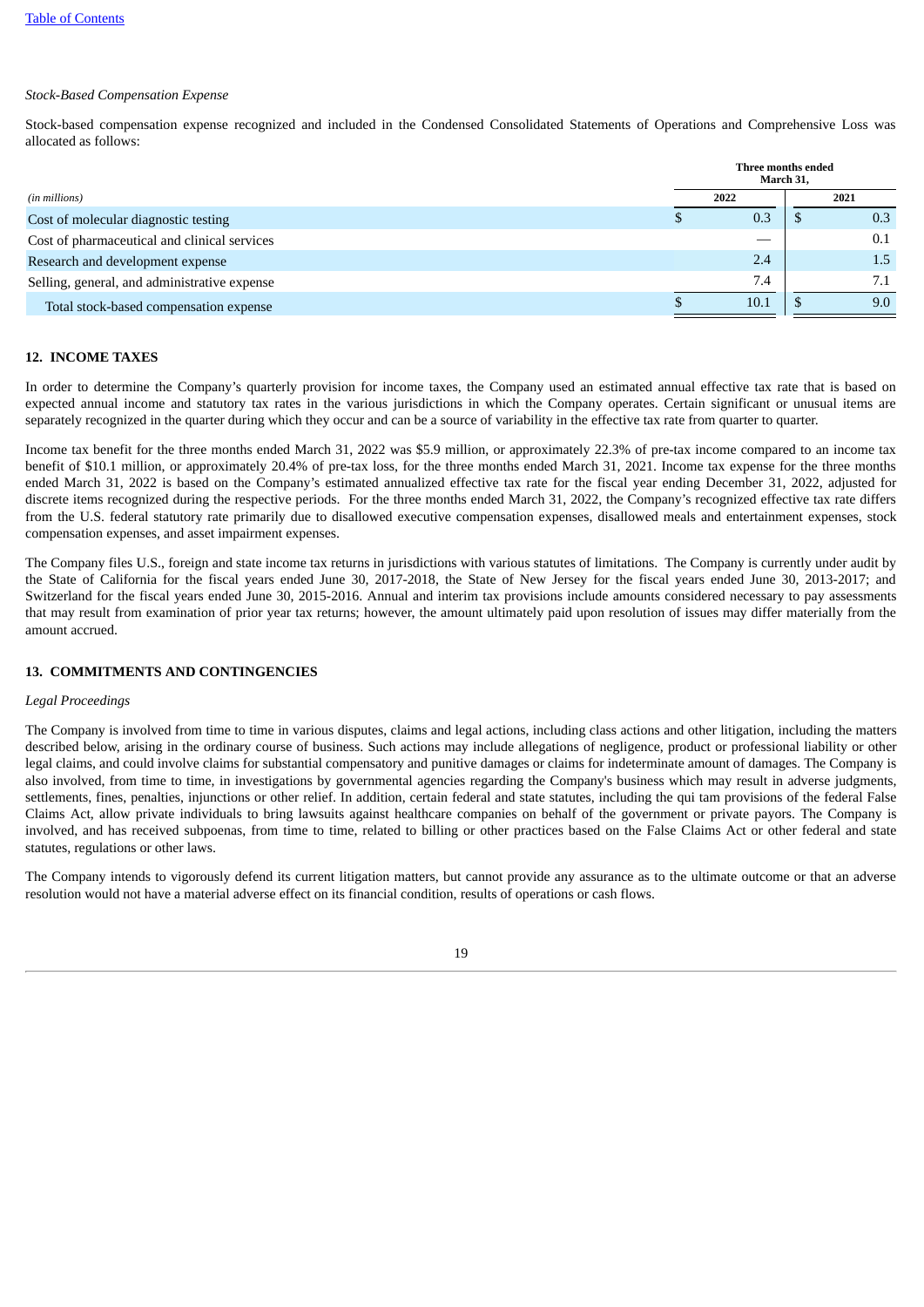*Stock-Based Compensation Expense*

Stock-based compensation expense recognized and included in the Condensed Consolidated Statements of Operations and Comprehensive Loss was allocated as follows:

| *(in millions)* | Three months ended March 31, 2022 | Three months ended March 31, 2021 |
|---|---|---|
| Cost of molecular diagnostic testing | $ 0.3 | $ 0.3 |
| Cost of pharmaceutical and clinical services | — | 0.1 |
| Research and development expense | 2.4 | 1.5 |
| Selling, general, and administrative expense | 7.4 | 7.1 |
| Total stock-based compensation expense | $ 10.1 | $ 9.0 |

## 12. INCOME TAXES

In order to determine the Company's quarterly provision for income taxes, the Company used an estimated annual effective tax rate that is based on expected annual income and statutory tax rates in the various jurisdictions in which the Company operates. Certain significant or unusual items are separately recognized in the quarter during which they occur and can be a source of variability in the effective tax rate from quarter to quarter.

Income tax benefit for the three months ended March 31, 2022 was $5.9 million, or approximately 22.3% of pre-tax income compared to an income tax benefit of $10.1 million, or approximately 20.4% of pre-tax loss, for the three months ended March 31, 2021. Income tax expense for the three months ended March 31, 2022 is based on the Company's estimated annualized effective tax rate for the fiscal year ending December 31, 2022, adjusted for discrete items recognized during the respective periods. For the three months ended March 31, 2022, the Company's recognized effective tax rate differs from the U.S. federal statutory rate primarily due to disallowed executive compensation expenses, disallowed meals and entertainment expenses, stock compensation expenses, and asset impairment expenses.

The Company files U.S., foreign and state income tax returns in jurisdictions with various statutes of limitations. The Company is currently under audit by the State of California for the fiscal years ended June 30, 2017-2018, the State of New Jersey for the fiscal years ended June 30, 2013-2017; and Switzerland for the fiscal years ended June 30, 2015-2016. Annual and interim tax provisions include amounts considered necessary to pay assessments that may result from examination of prior year tax returns; however, the amount ultimately paid upon resolution of issues may differ materially from the amount accrued.

## 13. COMMITMENTS AND CONTINGENCIES

*Legal Proceedings*

The Company is involved from time to time in various disputes, claims and legal actions, including class actions and other litigation, including the matters described below, arising in the ordinary course of business. Such actions may include allegations of negligence, product or professional liability or other legal claims, and could involve claims for substantial compensatory and punitive damages or claims for indeterminate amount of damages. The Company is also involved, from time to time, in investigations by governmental agencies regarding the Company's business which may result in adverse judgments, settlements, fines, penalties, injunctions or other relief. In addition, certain federal and state statutes, including the qui tam provisions of the federal False Claims Act, allow private individuals to bring lawsuits against healthcare companies on behalf of the government or private payors. The Company is involved, and has received subpoenas, from time to time, related to billing or other practices based on the False Claims Act or other federal and state statutes, regulations or other laws.

The Company intends to vigorously defend its current litigation matters, but cannot provide any assurance as to the ultimate outcome or that an adverse resolution would not have a material adverse effect on its financial condition, results of operations or cash flows.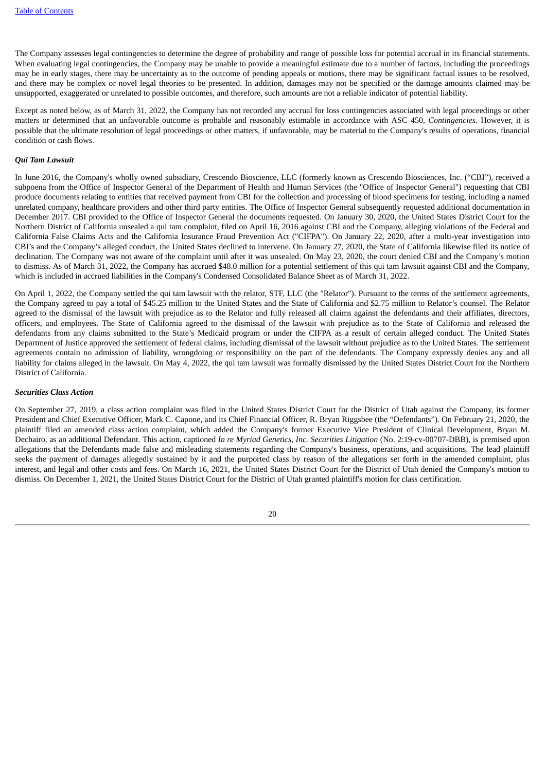The Company assesses legal contingencies to determine the degree of probability and range of possible loss for potential accrual in its financial statements. When evaluating legal contingencies, the Company may be unable to provide a meaningful estimate due to a number of factors, including the proceedings may be in early stages, there may be uncertainty as to the outcome of pending appeals or motions, there may be significant factual issues to be resolved, and there may be complex or novel legal theories to be presented. In addition, damages may not be specified or the damage amounts claimed may be unsupported, exaggerated or unrelated to possible outcomes, and therefore, such amounts are not a reliable indicator of potential liability.

Except as noted below, as of March 31, 2022, the Company has not recorded any accrual for loss contingencies associated with legal proceedings or other matters or determined that an unfavorable outcome is probable and reasonably estimable in accordance with ASC 450, *Contingencies.* However, it is possible that the ultimate resolution of legal proceedings or other matters, if unfavorable, may be material to the Company's results of operations, financial condition or cash flows.

***Qui Tam Lawsuit***

In June 2016, the Company's wholly owned subsidiary, Crescendo Bioscience, LLC (formerly known as Crescendo Biosciences, Inc. ("CBI"), received a subpoena from the Office of Inspector General of the Department of Health and Human Services (the "Office of Inspector General") requesting that CBI produce documents relating to entities that received payment from CBI for the collection and processing of blood specimens for testing, including a named unrelated company, healthcare providers and other third party entities. The Office of Inspector General subsequently requested additional documentation in December 2017. CBI provided to the Office of Inspector General the documents requested. On January 30, 2020, the United States District Court for the Northern District of California unsealed a qui tam complaint, filed on April 16, 2016 against CBI and the Company, alleging violations of the Federal and California False Claims Acts and the California Insurance Fraud Prevention Act ("CIFPA"). On January 22, 2020, after a multi-year investigation into CBI's and the Company's alleged conduct, the United States declined to intervene. On January 27, 2020, the State of California likewise filed its notice of declination. The Company was not aware of the complaint until after it was unsealed. On May 23, 2020, the court denied CBI and the Company's motion to dismiss. As of March 31, 2022, the Company has accrued $48.0 million for a potential settlement of this qui tam lawsuit against CBI and the Company, which is included in accrued liabilities in the Company's Condensed Consolidated Balance Sheet as of March 31, 2022.

On April 1, 2022, the Company settled the qui tam lawsuit with the relator, STF, LLC (the "Relator"). Pursuant to the terms of the settlement agreements, the Company agreed to pay a total of $45.25 million to the United States and the State of California and $2.75 million to Relator's counsel. The Relator agreed to the dismissal of the lawsuit with prejudice as to the Relator and fully released all claims against the defendants and their affiliates, directors, officers, and employees. The State of California agreed to the dismissal of the lawsuit with prejudice as to the State of California and released the defendants from any claims submitted to the State's Medicaid program or under the CIFPA as a result of certain alleged conduct. The United States Department of Justice approved the settlement of federal claims, including dismissal of the lawsuit without prejudice as to the United States. The settlement agreements contain no admission of liability, wrongdoing or responsibility on the part of the defendants. The Company expressly denies any and all liability for claims alleged in the lawsuit. On May 4, 2022, the qui tam lawsuit was formally dismissed by the United States District Court for the Northern District of California.

***Securities Class Action***

On September 27, 2019, a class action complaint was filed in the United States District Court for the District of Utah against the Company, its former President and Chief Executive Officer, Mark C. Capone, and its Chief Financial Officer, R. Bryan Riggsbee (the "Defendants"). On February 21, 2020, the plaintiff filed an amended class action complaint, which added the Company's former Executive Vice President of Clinical Development, Bryan M. Dechairo, as an additional Defendant. This action, captioned *In re Myriad Genetics, Inc. Securities Litigation* (No. 2:19-cv-00707-DBB), is premised upon allegations that the Defendants made false and misleading statements regarding the Company's business, operations, and acquisitions. The lead plaintiff seeks the payment of damages allegedly sustained by it and the purported class by reason of the allegations set forth in the amended complaint, plus interest, and legal and other costs and fees. On March 16, 2021, the United States District Court for the District of Utah denied the Company's motion to dismiss. On December 1, 2021, the United States District Court for the District of Utah granted plaintiff's motion for class certification.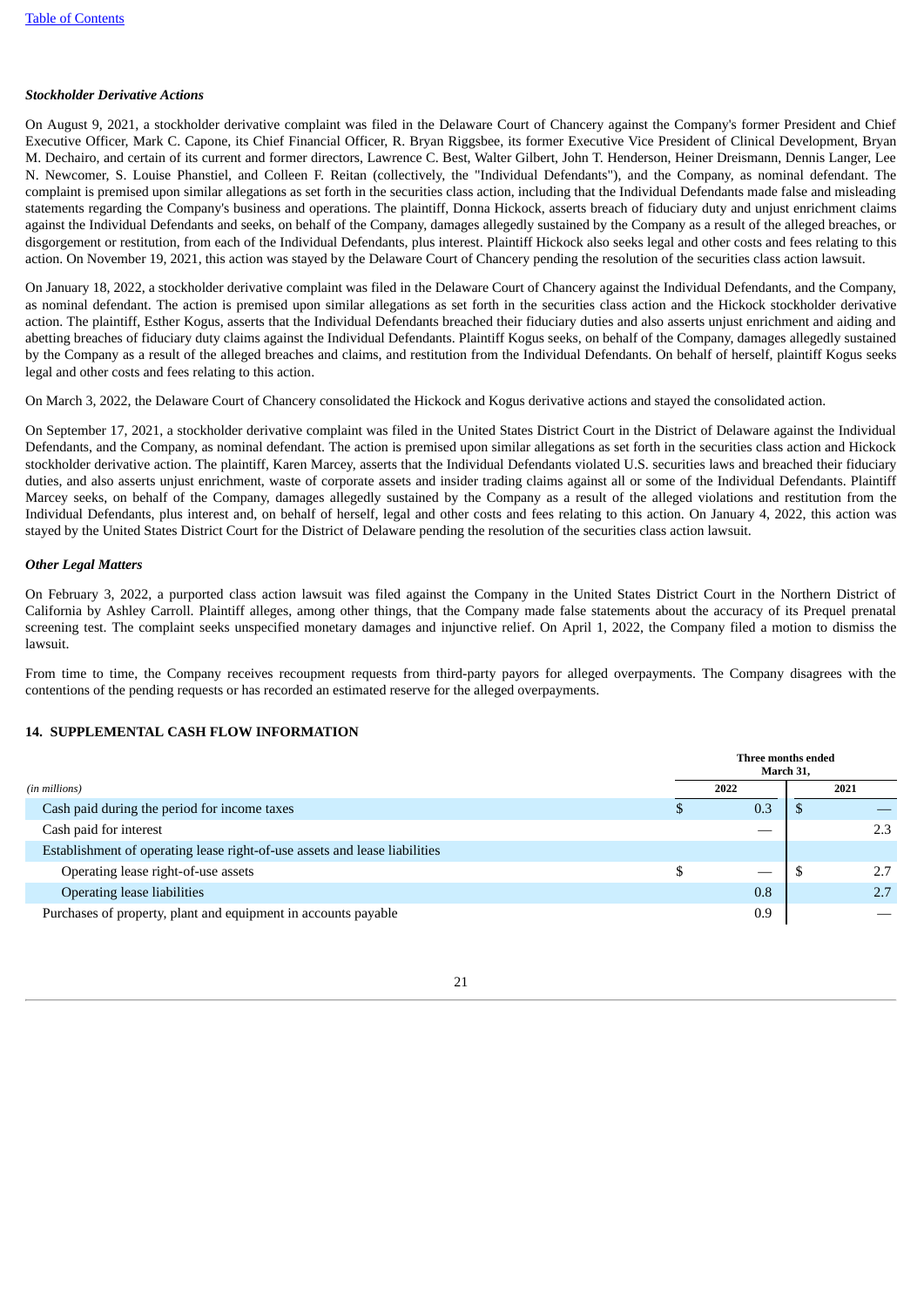### *Stockholder Derivative Actions*

On August 9, 2021, a stockholder derivative complaint was filed in the Delaware Court of Chancery against the Company's former President and Chief Executive Officer, Mark C. Capone, its Chief Financial Officer, R. Bryan Riggsbee, its former Executive Vice President of Clinical Development, Bryan M. Dechairo, and certain of its current and former directors, Lawrence C. Best, Walter Gilbert, John T. Henderson, Heiner Dreismann, Dennis Langer, Lee N. Newcomer, S. Louise Phanstiel, and Colleen F. Reitan (collectively, the "Individual Defendants"), and the Company, as nominal defendant. The complaint is premised upon similar allegations as set forth in the securities class action, including that the Individual Defendants made false and misleading statements regarding the Company's business and operations. The plaintiff, Donna Hickock, asserts breach of fiduciary duty and unjust enrichment claims against the Individual Defendants and seeks, on behalf of the Company, damages allegedly sustained by the Company as a result of the alleged breaches, or disgorgement or restitution, from each of the Individual Defendants, plus interest. Plaintiff Hickock also seeks legal and other costs and fees relating to this action. On November 19, 2021, this action was stayed by the Delaware Court of Chancery pending the resolution of the securities class action lawsuit.

On January 18, 2022, a stockholder derivative complaint was filed in the Delaware Court of Chancery against the Individual Defendants, and the Company, as nominal defendant. The action is premised upon similar allegations as set forth in the securities class action and the Hickock stockholder derivative action. The plaintiff, Esther Kogus, asserts that the Individual Defendants breached their fiduciary duties and also asserts unjust enrichment and aiding and abetting breaches of fiduciary duty claims against the Individual Defendants. Plaintiff Kogus seeks, on behalf of the Company, damages allegedly sustained by the Company as a result of the alleged breaches and claims, and restitution from the Individual Defendants. On behalf of herself, plaintiff Kogus seeks legal and other costs and fees relating to this action.

On March 3, 2022, the Delaware Court of Chancery consolidated the Hickock and Kogus derivative actions and stayed the consolidated action.

On September 17, 2021, a stockholder derivative complaint was filed in the United States District Court in the District of Delaware against the Individual Defendants, and the Company, as nominal defendant. The action is premised upon similar allegations as set forth in the securities class action and Hickock stockholder derivative action. The plaintiff, Karen Marcey, asserts that the Individual Defendants violated U.S. securities laws and breached their fiduciary duties, and also asserts unjust enrichment, waste of corporate assets and insider trading claims against all or some of the Individual Defendants. Plaintiff Marcey seeks, on behalf of the Company, damages allegedly sustained by the Company as a result of the alleged violations and restitution from the Individual Defendants, plus interest and, on behalf of herself, legal and other costs and fees relating to this action. On January 4, 2022, this action was stayed by the United States District Court for the District of Delaware pending the resolution of the securities class action lawsuit.

### *Other Legal Matters*

On February 3, 2022, a purported class action lawsuit was filed against the Company in the United States District Court in the Northern District of California by Ashley Carroll. Plaintiff alleges, among other things, that the Company made false statements about the accuracy of its Prequel prenatal screening test. The complaint seeks unspecified monetary damages and injunctive relief. On April 1, 2022, the Company filed a motion to dismiss the lawsuit.

From time to time, the Company receives recoupment requests from third-party payors for alleged overpayments. The Company disagrees with the contentions of the pending requests or has recorded an estimated reserve for the alleged overpayments.

## 14. SUPPLEMENTAL CASH FLOW INFORMATION

| | Three months ended March 31, | |
|---|---|---|
| *(in millions)* | **2022** | **2021** |
| Cash paid during the period for income taxes | $ 0.3 | $ — |
| Cash paid for interest | — | 2.3 |
| Establishment of operating lease right-of-use assets and lease liabilities | | |
| Operating lease right-of-use assets | $ — | $ 2.7 |
| Operating lease liabilities | 0.8 | 2.7 |
| Purchases of property, plant and equipment in accounts payable | 0.9 | — |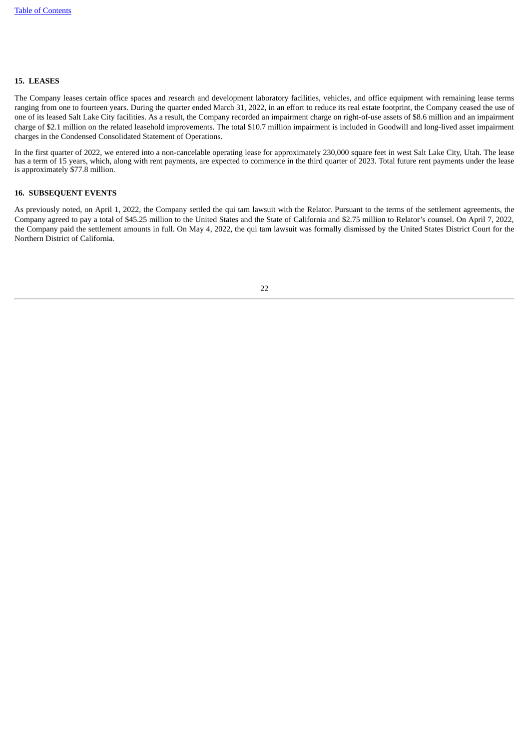## 15. LEASES

The Company leases certain office spaces and research and development laboratory facilities, vehicles, and office equipment with remaining lease terms ranging from one to fourteen years. During the quarter ended March 31, 2022, in an effort to reduce its real estate footprint, the Company ceased the use of one of its leased Salt Lake City facilities. As a result, the Company recorded an impairment charge on right-of-use assets of $8.6 million and an impairment charge of $2.1 million on the related leasehold improvements. The total $10.7 million impairment is included in Goodwill and long-lived asset impairment charges in the Condensed Consolidated Statement of Operations.

In the first quarter of 2022, we entered into a non-cancelable operating lease for approximately 230,000 square feet in west Salt Lake City, Utah. The lease has a term of 15 years, which, along with rent payments, are expected to commence in the third quarter of 2023. Total future rent payments under the lease is approximately $77.8 million.

## 16. SUBSEQUENT EVENTS

As previously noted, on April 1, 2022, the Company settled the qui tam lawsuit with the Relator. Pursuant to the terms of the settlement agreements, the Company agreed to pay a total of $45.25 million to the United States and the State of California and $2.75 million to Relator's counsel. On April 7, 2022, the Company paid the settlement amounts in full. On May 4, 2022, the qui tam lawsuit was formally dismissed by the United States District Court for the Northern District of California.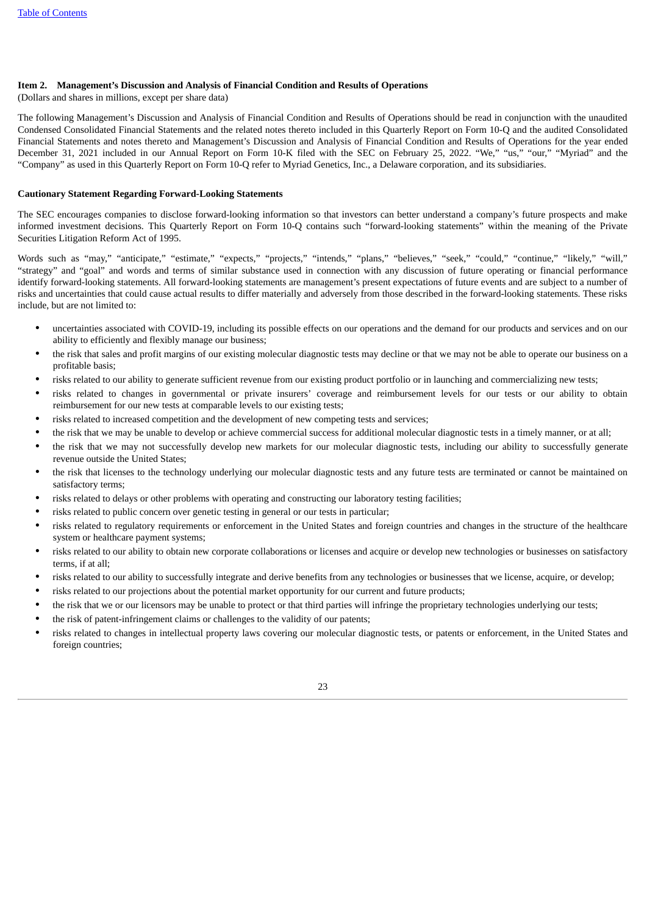## Item 2. Management's Discussion and Analysis of Financial Condition and Results of Operations

(Dollars and shares in millions, except per share data)

The following Management's Discussion and Analysis of Financial Condition and Results of Operations should be read in conjunction with the unaudited Condensed Consolidated Financial Statements and the related notes thereto included in this Quarterly Report on Form 10-Q and the audited Consolidated Financial Statements and notes thereto and Management's Discussion and Analysis of Financial Condition and Results of Operations for the year ended December 31, 2021 included in our Annual Report on Form 10-K filed with the SEC on February 25, 2022. "We," "us," "our," "Myriad" and the "Company" as used in this Quarterly Report on Form 10-Q refer to Myriad Genetics, Inc., a Delaware corporation, and its subsidiaries.

### Cautionary Statement Regarding Forward-Looking Statements

The SEC encourages companies to disclose forward-looking information so that investors can better understand a company's future prospects and make informed investment decisions. This Quarterly Report on Form 10-Q contains such "forward-looking statements" within the meaning of the Private Securities Litigation Reform Act of 1995.

Words such as "may," "anticipate," "estimate," "expects," "projects," "intends," "plans," "believes," "seek," "could," "continue," "likely," "will," "strategy" and "goal" and words and terms of similar substance used in connection with any discussion of future operating or financial performance identify forward-looking statements. All forward-looking statements are management's present expectations of future events and are subject to a number of risks and uncertainties that could cause actual results to differ materially and adversely from those described in the forward-looking statements. These risks include, but are not limited to:

- uncertainties associated with COVID-19, including its possible effects on our operations and the demand for our products and services and on our ability to efficiently and flexibly manage our business;
- the risk that sales and profit margins of our existing molecular diagnostic tests may decline or that we may not be able to operate our business on a profitable basis;
- risks related to our ability to generate sufficient revenue from our existing product portfolio or in launching and commercializing new tests;
- risks related to changes in governmental or private insurers' coverage and reimbursement levels for our tests or our ability to obtain reimbursement for our new tests at comparable levels to our existing tests;
- risks related to increased competition and the development of new competing tests and services;
- the risk that we may be unable to develop or achieve commercial success for additional molecular diagnostic tests in a timely manner, or at all;
- the risk that we may not successfully develop new markets for our molecular diagnostic tests, including our ability to successfully generate revenue outside the United States;
- the risk that licenses to the technology underlying our molecular diagnostic tests and any future tests are terminated or cannot be maintained on satisfactory terms;
- risks related to delays or other problems with operating and constructing our laboratory testing facilities;
- risks related to public concern over genetic testing in general or our tests in particular;
- risks related to regulatory requirements or enforcement in the United States and foreign countries and changes in the structure of the healthcare system or healthcare payment systems;
- risks related to our ability to obtain new corporate collaborations or licenses and acquire or develop new technologies or businesses on satisfactory terms, if at all;
- risks related to our ability to successfully integrate and derive benefits from any technologies or businesses that we license, acquire, or develop;
- risks related to our projections about the potential market opportunity for our current and future products;
- the risk that we or our licensors may be unable to protect or that third parties will infringe the proprietary technologies underlying our tests;
- the risk of patent-infringement claims or challenges to the validity of our patents;
- risks related to changes in intellectual property laws covering our molecular diagnostic tests, or patents or enforcement, in the United States and foreign countries;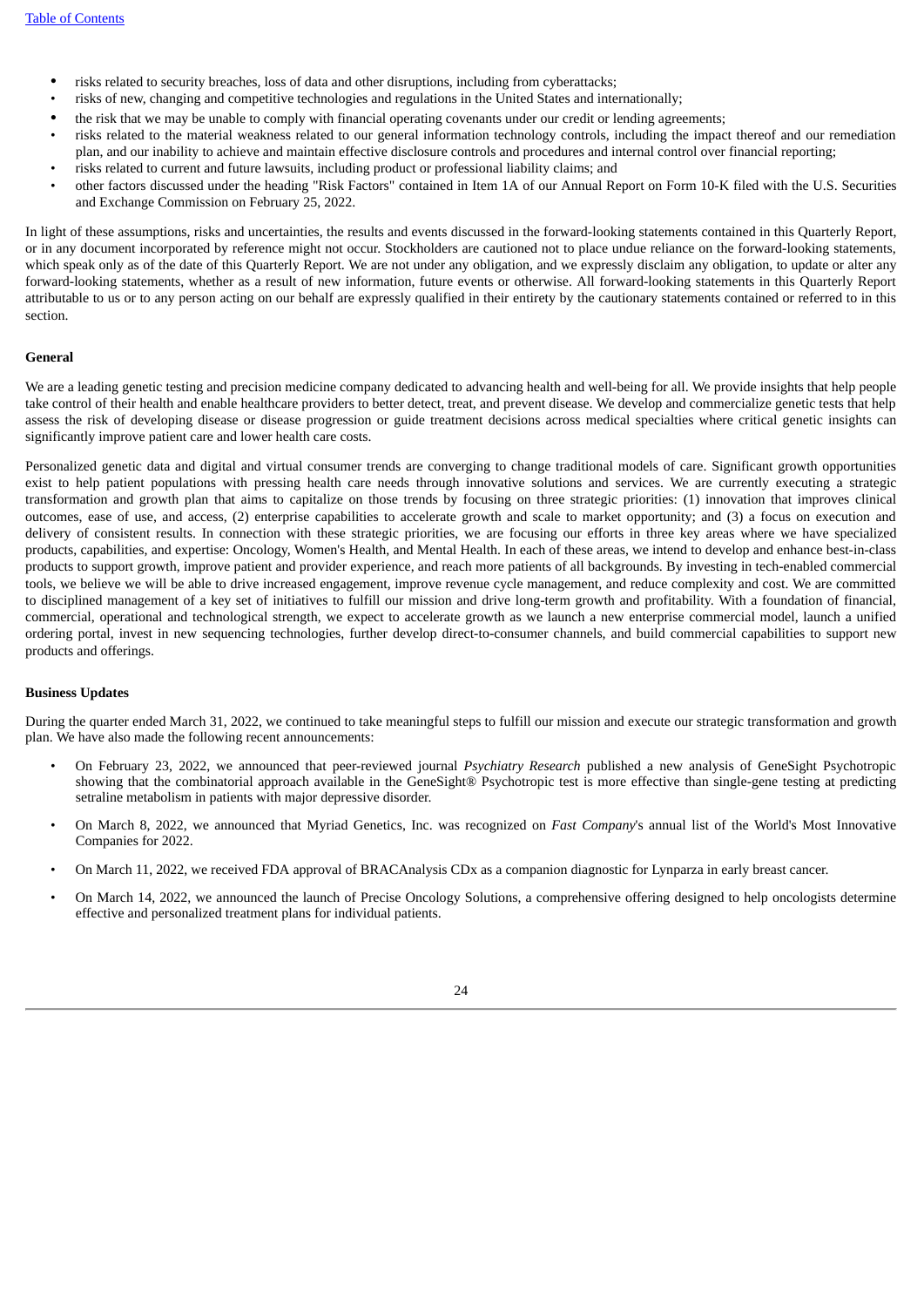- risks related to security breaches, loss of data and other disruptions, including from cyberattacks;
- risks of new, changing and competitive technologies and regulations in the United States and internationally;
- the risk that we may be unable to comply with financial operating covenants under our credit or lending agreements;
- risks related to the material weakness related to our general information technology controls, including the impact thereof and our remediation plan, and our inability to achieve and maintain effective disclosure controls and procedures and internal control over financial reporting;
- risks related to current and future lawsuits, including product or professional liability claims; and
- other factors discussed under the heading "Risk Factors" contained in Item 1A of our Annual Report on Form 10-K filed with the U.S. Securities and Exchange Commission on February 25, 2022.

In light of these assumptions, risks and uncertainties, the results and events discussed in the forward-looking statements contained in this Quarterly Report, or in any document incorporated by reference might not occur. Stockholders are cautioned not to place undue reliance on the forward-looking statements, which speak only as of the date of this Quarterly Report. We are not under any obligation, and we expressly disclaim any obligation, to update or alter any forward-looking statements, whether as a result of new information, future events or otherwise. All forward-looking statements in this Quarterly Report attributable to us or to any person acting on our behalf are expressly qualified in their entirety by the cautionary statements contained or referred to in this section.

**General**

We are a leading genetic testing and precision medicine company dedicated to advancing health and well-being for all. We provide insights that help people take control of their health and enable healthcare providers to better detect, treat, and prevent disease. We develop and commercialize genetic tests that help assess the risk of developing disease or disease progression or guide treatment decisions across medical specialties where critical genetic insights can significantly improve patient care and lower health care costs.

Personalized genetic data and digital and virtual consumer trends are converging to change traditional models of care. Significant growth opportunities exist to help patient populations with pressing health care needs through innovative solutions and services. We are currently executing a strategic transformation and growth plan that aims to capitalize on those trends by focusing on three strategic priorities: (1) innovation that improves clinical outcomes, ease of use, and access, (2) enterprise capabilities to accelerate growth and scale to market opportunity; and (3) a focus on execution and delivery of consistent results. In connection with these strategic priorities, we are focusing our efforts in three key areas where we have specialized products, capabilities, and expertise: Oncology, Women's Health, and Mental Health. In each of these areas, we intend to develop and enhance best-in-class products to support growth, improve patient and provider experience, and reach more patients of all backgrounds. By investing in tech-enabled commercial tools, we believe we will be able to drive increased engagement, improve revenue cycle management, and reduce complexity and cost. We are committed to disciplined management of a key set of initiatives to fulfill our mission and drive long-term growth and profitability. With a foundation of financial, commercial, operational and technological strength, we expect to accelerate growth as we launch a new enterprise commercial model, launch a unified ordering portal, invest in new sequencing technologies, further develop direct-to-consumer channels, and build commercial capabilities to support new products and offerings.

**Business Updates**

During the quarter ended March 31, 2022, we continued to take meaningful steps to fulfill our mission and execute our strategic transformation and growth plan. We have also made the following recent announcements:

- On February 23, 2022, we announced that peer-reviewed journal *Psychiatry Research* published a new analysis of GeneSight Psychotropic showing that the combinatorial approach available in the GeneSight® Psychotropic test is more effective than single-gene testing at predicting setraline metabolism in patients with major depressive disorder.

- On March 8, 2022, we announced that Myriad Genetics, Inc. was recognized on *Fast Company*'s annual list of the World's Most Innovative Companies for 2022.

- On March 11, 2022, we received FDA approval of BRACAnalysis CDx as a companion diagnostic for Lynparza in early breast cancer.

- On March 14, 2022, we announced the launch of Precise Oncology Solutions, a comprehensive offering designed to help oncologists determine effective and personalized treatment plans for individual patients.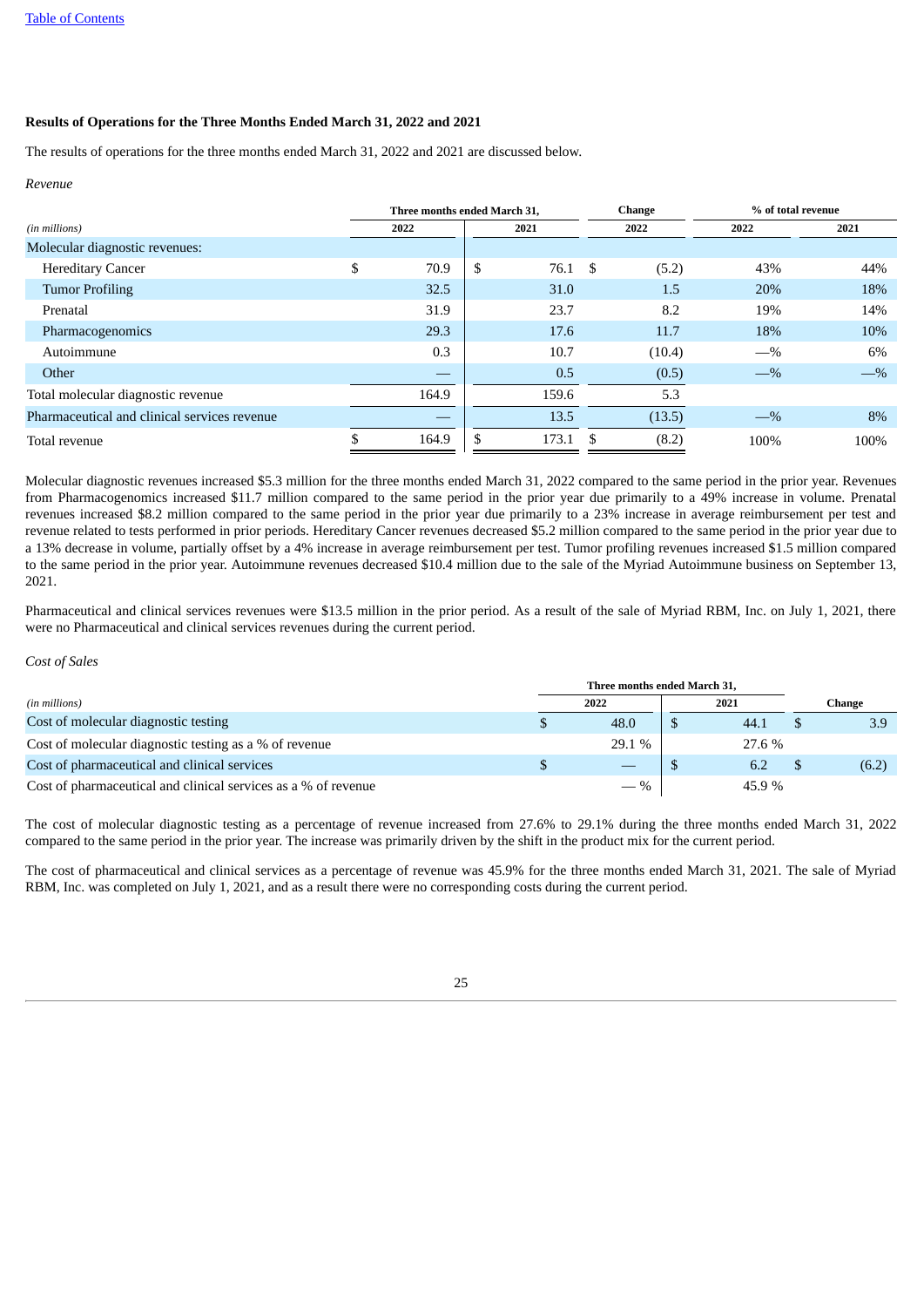[Table of Contents](#)

### Results of Operations for the Three Months Ended March 31, 2022 and 2021

The results of operations for the three months ended March 31, 2022 and 2021 are discussed below.

*Revenue*

| *(in millions)* | Three months ended March 31, 2022 | Three months ended March 31, 2021 | Change 2022 | % of total revenue 2022 | % of total revenue 2021 |
|---|---|---|---|---|---|
| Molecular diagnostic revenues: | | | | | |
| Hereditary Cancer | $ 70.9 | $ 76.1 | $ (5.2) | 43% | 44% |
| Tumor Profiling | 32.5 | 31.0 | 1.5 | 20% | 18% |
| Prenatal | 31.9 | 23.7 | 8.2 | 19% | 14% |
| Pharmacogenomics | 29.3 | 17.6 | 11.7 | 18% | 10% |
| Autoimmune | 0.3 | 10.7 | (10.4) | —% | 6% |
| Other | — | 0.5 | (0.5) | —% | —% |
| Total molecular diagnostic revenue | 164.9 | 159.6 | 5.3 | | |
| Pharmaceutical and clinical services revenue | — | 13.5 | (13.5) | —% | 8% |
| Total revenue | $ 164.9 | $ 173.1 | $ (8.2) | 100% | 100% |

Molecular diagnostic revenues increased $5.3 million for the three months ended March 31, 2022 compared to the same period in the prior year. Revenues from Pharmacogenomics increased $11.7 million compared to the same period in the prior year due primarily to a 49% increase in volume. Prenatal revenues increased $8.2 million compared to the same period in the prior year due primarily to a 23% increase in average reimbursement per test and revenue related to tests performed in prior periods. Hereditary Cancer revenues decreased $5.2 million compared to the same period in the prior year due to a 13% decrease in volume, partially offset by a 4% increase in average reimbursement per test. Tumor profiling revenues increased $1.5 million compared to the same period in the prior year. Autoimmune revenues decreased $10.4 million due to the sale of the Myriad Autoimmune business on September 13, 2021.

Pharmaceutical and clinical services revenues were $13.5 million in the prior period. As a result of the sale of Myriad RBM, Inc. on July 1, 2021, there were no Pharmaceutical and clinical services revenues during the current period.

*Cost of Sales*

| *(in millions)* | Three months ended March 31, 2022 | Three months ended March 31, 2021 | Change |
|---|---|---|---|
| Cost of molecular diagnostic testing | $ 48.0 | $ 44.1 | $ 3.9 |
| Cost of molecular diagnostic testing as a % of revenue | 29.1 % | 27.6 % | |
| Cost of pharmaceutical and clinical services | $ — | $ 6.2 | $ (6.2) |
| Cost of pharmaceutical and clinical services as a % of revenue | — % | 45.9 % | |

The cost of molecular diagnostic testing as a percentage of revenue increased from 27.6% to 29.1% during the three months ended March 31, 2022 compared to the same period in the prior year. The increase was primarily driven by the shift in the product mix for the current period.

The cost of pharmaceutical and clinical services as a percentage of revenue was 45.9% for the three months ended March 31, 2021. The sale of Myriad RBM, Inc. was completed on July 1, 2021, and as a result there were no corresponding costs during the current period.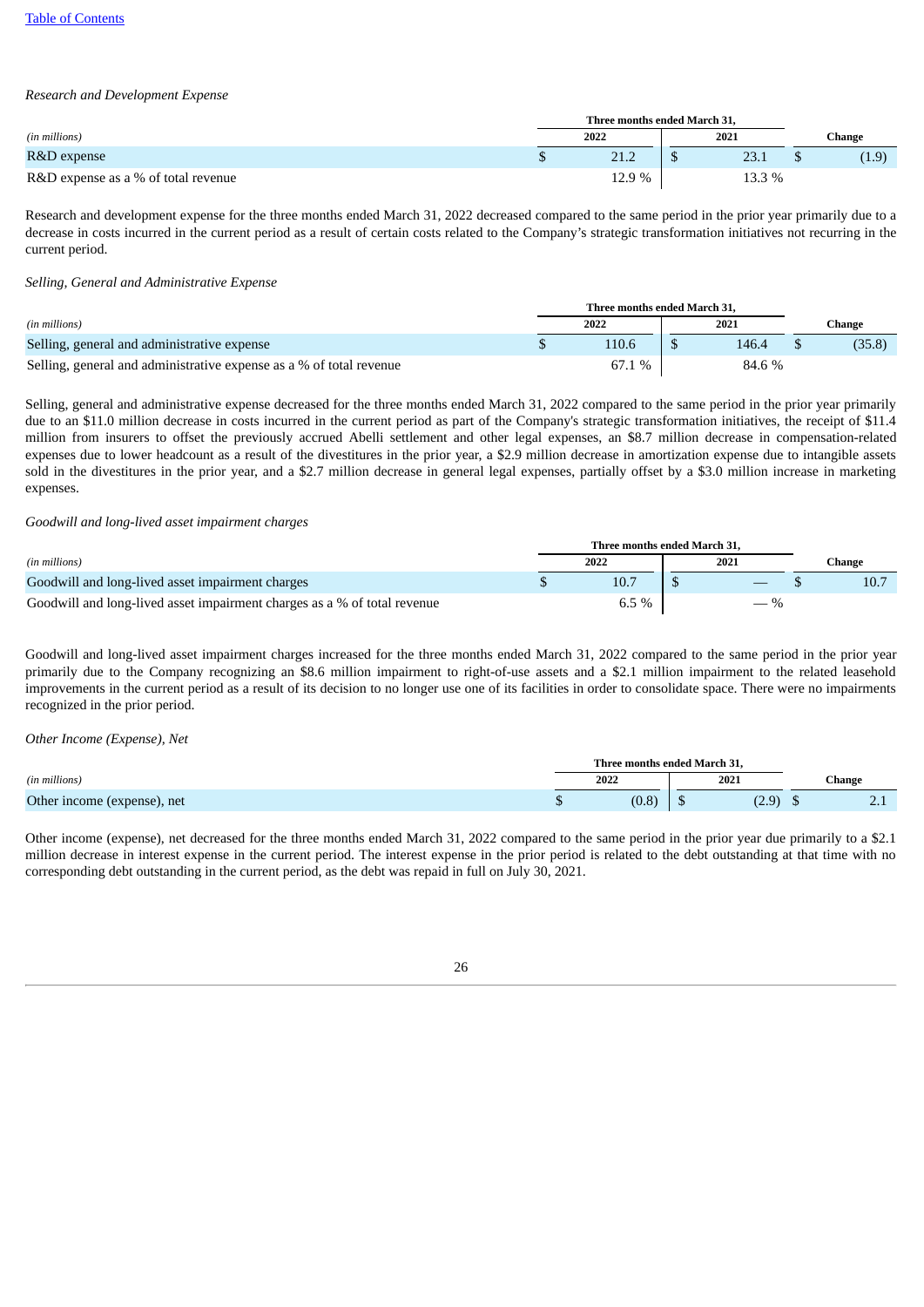*Research and Development Expense*

| *(in millions)* | Three months ended March 31, 2022 | Three months ended March 31, 2021 | Change |
|---|---|---|---|
| R&D expense | $ 21.2 | $ 23.1 | $ (1.9) |
| R&D expense as a % of total revenue | 12.9 % | 13.3 % | |

Research and development expense for the three months ended March 31, 2022 decreased compared to the same period in the prior year primarily due to a decrease in costs incurred in the current period as a result of certain costs related to the Company's strategic transformation initiatives not recurring in the current period.

*Selling, General and Administrative Expense*

| *(in millions)* | Three months ended March 31, 2022 | Three months ended March 31, 2021 | Change |
|---|---|---|---|
| Selling, general and administrative expense | $ 110.6 | $ 146.4 | $ (35.8) |
| Selling, general and administrative expense as a % of total revenue | 67.1 % | 84.6 % | |

Selling, general and administrative expense decreased for the three months ended March 31, 2022 compared to the same period in the prior year primarily due to an $11.0 million decrease in costs incurred in the current period as part of the Company's strategic transformation initiatives, the receipt of $11.4 million from insurers to offset the previously accrued Abelli settlement and other legal expenses, an $8.7 million decrease in compensation-related expenses due to lower headcount as a result of the divestitures in the prior year, a $2.9 million decrease in amortization expense due to intangible assets sold in the divestitures in the prior year, and a $2.7 million decrease in general legal expenses, partially offset by a $3.0 million increase in marketing expenses.

*Goodwill and long-lived asset impairment charges*

| *(in millions)* | Three months ended March 31, 2022 | Three months ended March 31, 2021 | Change |
|---|---|---|---|
| Goodwill and long-lived asset impairment charges | $ 10.7 | $ — | $ 10.7 |
| Goodwill and long-lived asset impairment charges as a % of total revenue | 6.5 % | — % | |

Goodwill and long-lived asset impairment charges increased for the three months ended March 31, 2022 compared to the same period in the prior year primarily due to the Company recognizing an $8.6 million impairment to right-of-use assets and a $2.1 million impairment to the related leasehold improvements in the current period as a result of its decision to no longer use one of its facilities in order to consolidate space. There were no impairments recognized in the prior period.

*Other Income (Expense), Net*

| *(in millions)* | Three months ended March 31, 2022 | Three months ended March 31, 2021 | Change |
|---|---|---|---|
| Other income (expense), net | $ (0.8) | $ (2.9) | $ 2.1 |

Other income (expense), net decreased for the three months ended March 31, 2022 compared to the same period in the prior year due primarily to a $2.1 million decrease in interest expense in the current period. The interest expense in the prior period is related to the debt outstanding at that time with no corresponding debt outstanding in the current period, as the debt was repaid in full on July 30, 2021.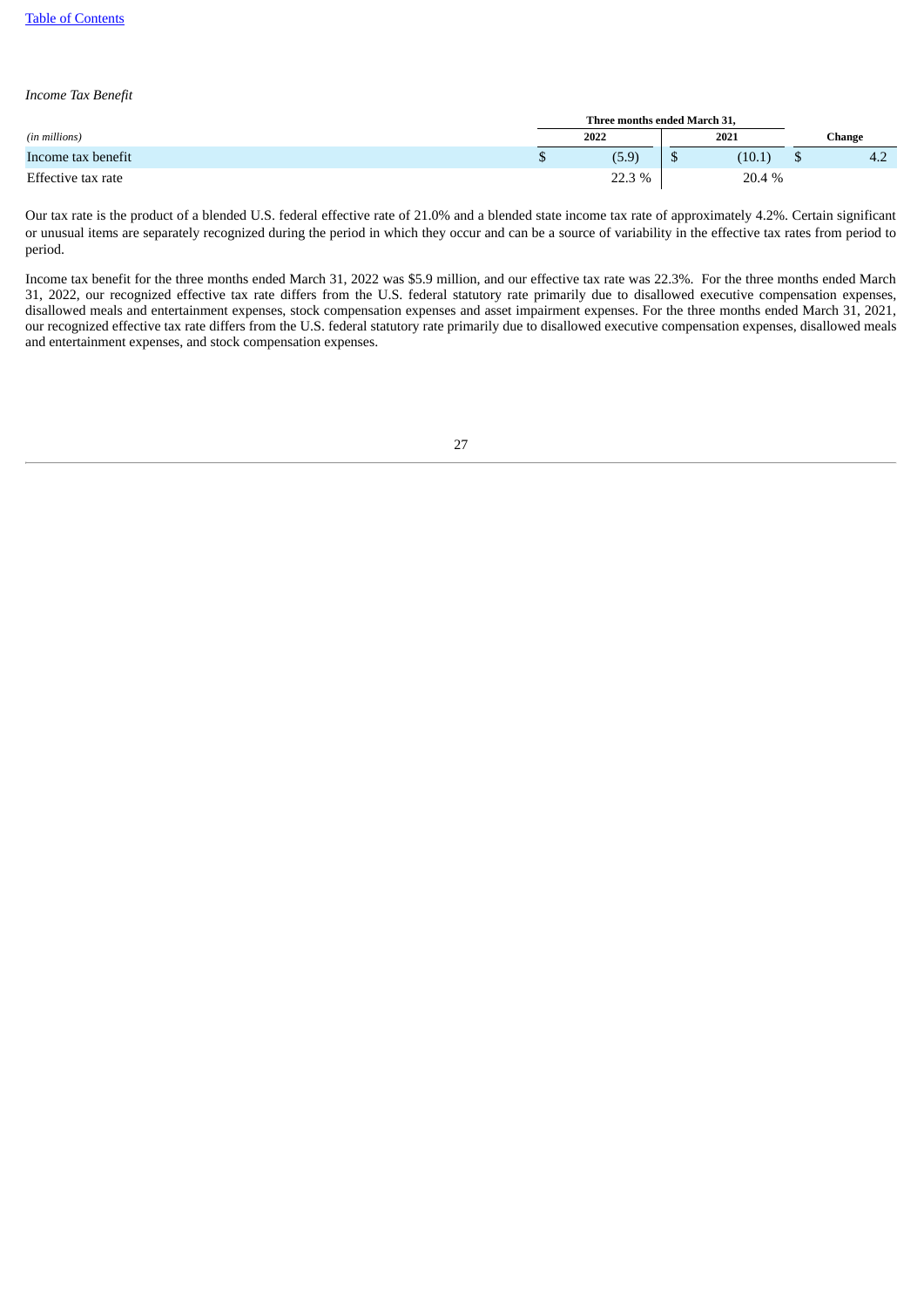*Income Tax Benefit*

| | Three months ended March 31, | | |
|---|---|---|---|
| *(in millions)* | 2022 | 2021 | Change |
| Income tax benefit | $ (5.9) | $ (10.1) | $ 4.2 |
| Effective tax rate | 22.3 % | 20.4 % | |

Our tax rate is the product of a blended U.S. federal effective rate of 21.0% and a blended state income tax rate of approximately 4.2%. Certain significant or unusual items are separately recognized during the period in which they occur and can be a source of variability in the effective tax rates from period to period.

Income tax benefit for the three months ended March 31, 2022 was $5.9 million, and our effective tax rate was 22.3%. For the three months ended March 31, 2022, our recognized effective tax rate differs from the U.S. federal statutory rate primarily due to disallowed executive compensation expenses, disallowed meals and entertainment expenses, stock compensation expenses and asset impairment expenses. For the three months ended March 31, 2021, our recognized effective tax rate differs from the U.S. federal statutory rate primarily due to disallowed executive compensation expenses, disallowed meals and entertainment expenses, and stock compensation expenses.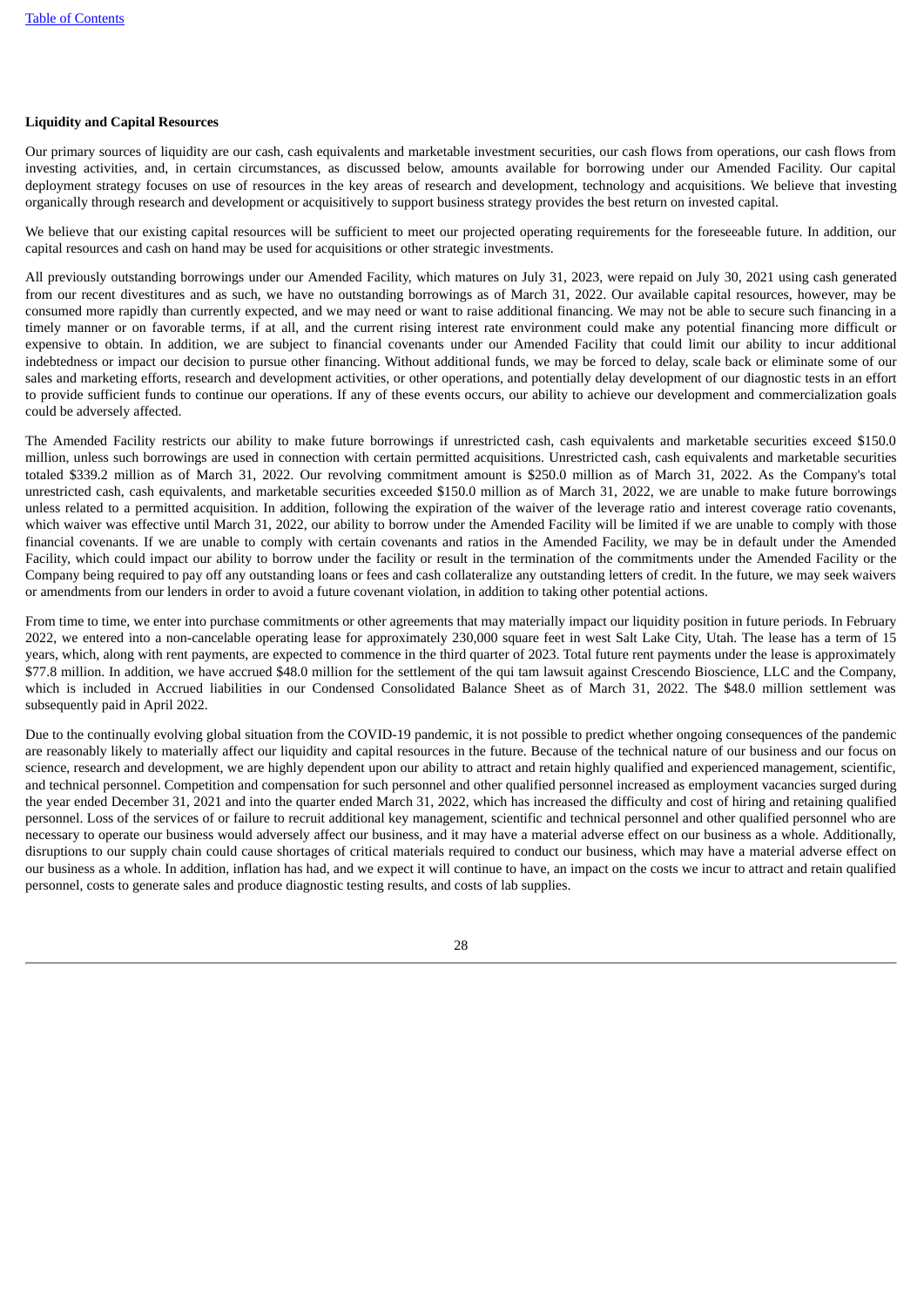**Liquidity and Capital Resources**

Our primary sources of liquidity are our cash, cash equivalents and marketable investment securities, our cash flows from operations, our cash flows from investing activities, and, in certain circumstances, as discussed below, amounts available for borrowing under our Amended Facility. Our capital deployment strategy focuses on use of resources in the key areas of research and development, technology and acquisitions. We believe that investing organically through research and development or acquisitively to support business strategy provides the best return on invested capital.

We believe that our existing capital resources will be sufficient to meet our projected operating requirements for the foreseeable future. In addition, our capital resources and cash on hand may be used for acquisitions or other strategic investments.

All previously outstanding borrowings under our Amended Facility, which matures on July 31, 2023, were repaid on July 30, 2021 using cash generated from our recent divestitures and as such, we have no outstanding borrowings as of March 31, 2022. Our available capital resources, however, may be consumed more rapidly than currently expected, and we may need or want to raise additional financing. We may not be able to secure such financing in a timely manner or on favorable terms, if at all, and the current rising interest rate environment could make any potential financing more difficult or expensive to obtain. In addition, we are subject to financial covenants under our Amended Facility that could limit our ability to incur additional indebtedness or impact our decision to pursue other financing. Without additional funds, we may be forced to delay, scale back or eliminate some of our sales and marketing efforts, research and development activities, or other operations, and potentially delay development of our diagnostic tests in an effort to provide sufficient funds to continue our operations. If any of these events occurs, our ability to achieve our development and commercialization goals could be adversely affected.

The Amended Facility restricts our ability to make future borrowings if unrestricted cash, cash equivalents and marketable securities exceed $150.0 million, unless such borrowings are used in connection with certain permitted acquisitions. Unrestricted cash, cash equivalents and marketable securities totaled $339.2 million as of March 31, 2022. Our revolving commitment amount is $250.0 million as of March 31, 2022. As the Company's total unrestricted cash, cash equivalents, and marketable securities exceeded $150.0 million as of March 31, 2022, we are unable to make future borrowings unless related to a permitted acquisition. In addition, following the expiration of the waiver of the leverage ratio and interest coverage ratio covenants, which waiver was effective until March 31, 2022, our ability to borrow under the Amended Facility will be limited if we are unable to comply with those financial covenants. If we are unable to comply with certain covenants and ratios in the Amended Facility, we may be in default under the Amended Facility, which could impact our ability to borrow under the facility or result in the termination of the commitments under the Amended Facility or the Company being required to pay off any outstanding loans or fees and cash collateralize any outstanding letters of credit. In the future, we may seek waivers or amendments from our lenders in order to avoid a future covenant violation, in addition to taking other potential actions.

From time to time, we enter into purchase commitments or other agreements that may materially impact our liquidity position in future periods. In February 2022, we entered into a non-cancelable operating lease for approximately 230,000 square feet in west Salt Lake City, Utah. The lease has a term of 15 years, which, along with rent payments, are expected to commence in the third quarter of 2023. Total future rent payments under the lease is approximately $77.8 million. In addition, we have accrued $48.0 million for the settlement of the qui tam lawsuit against Crescendo Bioscience, LLC and the Company, which is included in Accrued liabilities in our Condensed Consolidated Balance Sheet as of March 31, 2022. The $48.0 million settlement was subsequently paid in April 2022.

Due to the continually evolving global situation from the COVID-19 pandemic, it is not possible to predict whether ongoing consequences of the pandemic are reasonably likely to materially affect our liquidity and capital resources in the future. Because of the technical nature of our business and our focus on science, research and development, we are highly dependent upon our ability to attract and retain highly qualified and experienced management, scientific, and technical personnel. Competition and compensation for such personnel and other qualified personnel increased as employment vacancies surged during the year ended December 31, 2021 and into the quarter ended March 31, 2022, which has increased the difficulty and cost of hiring and retaining qualified personnel. Loss of the services of or failure to recruit additional key management, scientific and technical personnel and other qualified personnel who are necessary to operate our business would adversely affect our business, and it may have a material adverse effect on our business as a whole. Additionally, disruptions to our supply chain could cause shortages of critical materials required to conduct our business, which may have a material adverse effect on our business as a whole. In addition, inflation has had, and we expect it will continue to have, an impact on the costs we incur to attract and retain qualified personnel, costs to generate sales and produce diagnostic testing results, and costs of lab supplies.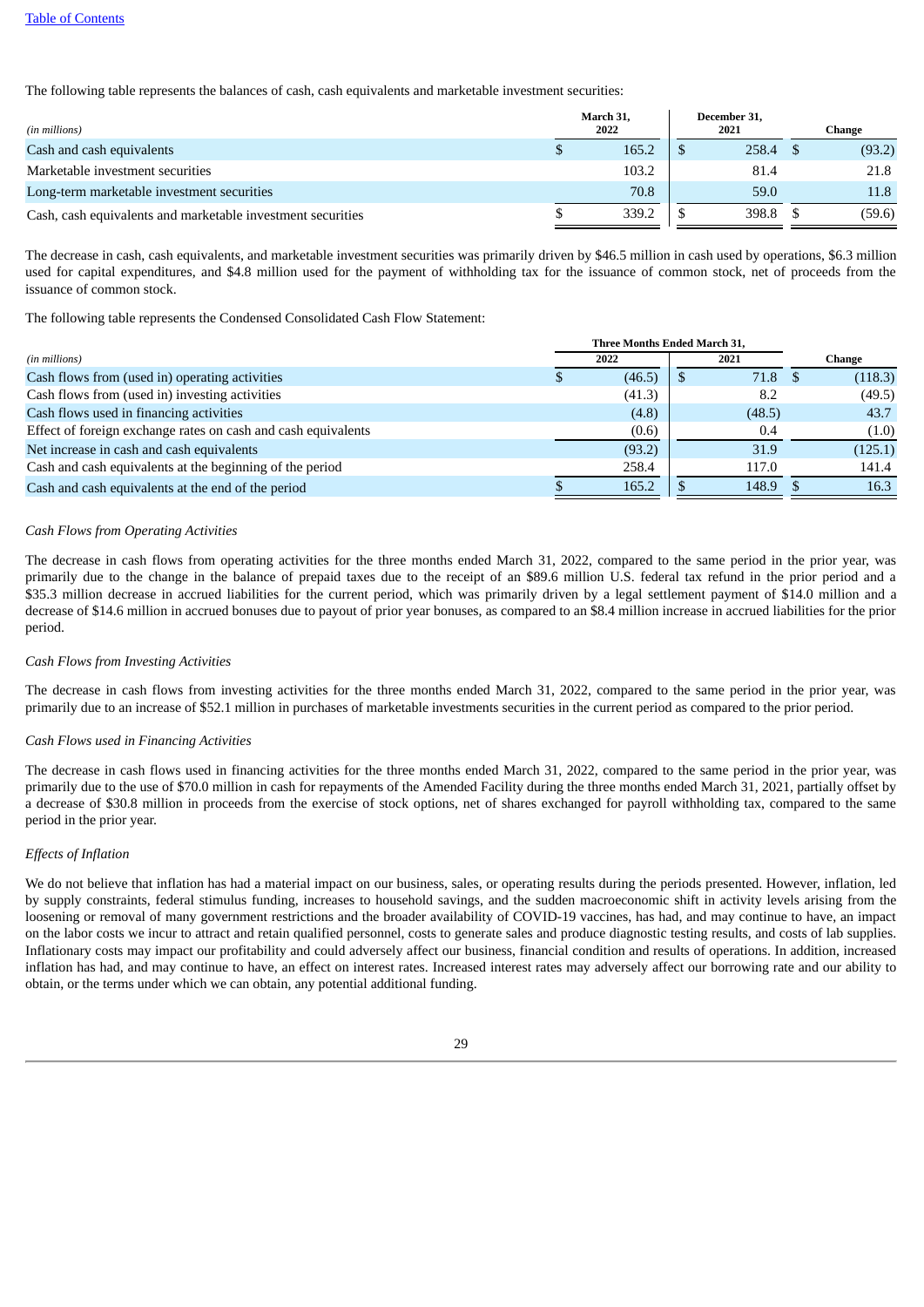[Table of Contents](#)

The following table represents the balances of cash, cash equivalents and marketable investment securities:

| (in millions) | March 31, 2022 | December 31, 2021 | Change |
|---|---|---|---|
| Cash and cash equivalents | $ 165.2 | $ 258.4 | $ (93.2) |
| Marketable investment securities | 103.2 | 81.4 | 21.8 |
| Long-term marketable investment securities | 70.8 | 59.0 | 11.8 |
| Cash, cash equivalents and marketable investment securities | $ 339.2 | $ 398.8 | $ (59.6) |

The decrease in cash, cash equivalents, and marketable investment securities was primarily driven by $46.5 million in cash used by operations, $6.3 million used for capital expenditures, and $4.8 million used for the payment of withholding tax for the issuance of common stock, net of proceeds from the issuance of common stock.

The following table represents the Condensed Consolidated Cash Flow Statement:

| | Three Months Ended March 31, | | |
|---|---|---|---|
| (in millions) | 2022 | 2021 | Change |
| Cash flows from (used in) operating activities | $ (46.5) | $ 71.8 | $ (118.3) |
| Cash flows from (used in) investing activities | (41.3) | 8.2 | (49.5) |
| Cash flows used in financing activities | (4.8) | (48.5) | 43.7 |
| Effect of foreign exchange rates on cash and cash equivalents | (0.6) | 0.4 | (1.0) |
| Net increase in cash and cash equivalents | (93.2) | 31.9 | (125.1) |
| Cash and cash equivalents at the beginning of the period | 258.4 | 117.0 | 141.4 |
| Cash and cash equivalents at the end of the period | $ 165.2 | $ 148.9 | $ 16.3 |

*Cash Flows from Operating Activities*

The decrease in cash flows from operating activities for the three months ended March 31, 2022, compared to the same period in the prior year, was primarily due to the change in the balance of prepaid taxes due to the receipt of an $89.6 million U.S. federal tax refund in the prior period and a $35.3 million decrease in accrued liabilities for the current period, which was primarily driven by a legal settlement payment of $14.0 million and a decrease of $14.6 million in accrued bonuses due to payout of prior year bonuses, as compared to an $8.4 million increase in accrued liabilities for the prior period.

*Cash Flows from Investing Activities*

The decrease in cash flows from investing activities for the three months ended March 31, 2022, compared to the same period in the prior year, was primarily due to an increase of $52.1 million in purchases of marketable investments securities in the current period as compared to the prior period.

*Cash Flows used in Financing Activities*

The decrease in cash flows used in financing activities for the three months ended March 31, 2022, compared to the same period in the prior year, was primarily due to the use of $70.0 million in cash for repayments of the Amended Facility during the three months ended March 31, 2021, partially offset by a decrease of $30.8 million in proceeds from the exercise of stock options, net of shares exchanged for payroll withholding tax, compared to the same period in the prior year.

*Effects of Inflation*

We do not believe that inflation has had a material impact on our business, sales, or operating results during the periods presented. However, inflation, led by supply constraints, federal stimulus funding, increases to household savings, and the sudden macroeconomic shift in activity levels arising from the loosening or removal of many government restrictions and the broader availability of COVID-19 vaccines, has had, and may continue to have, an impact on the labor costs we incur to attract and retain qualified personnel, costs to generate sales and produce diagnostic testing results, and costs of lab supplies. Inflationary costs may impact our profitability and could adversely affect our business, financial condition and results of operations. In addition, increased inflation has had, and may continue to have, an effect on interest rates. Increased interest rates may adversely affect our borrowing rate and our ability to obtain, or the terms under which we can obtain, any potential additional funding.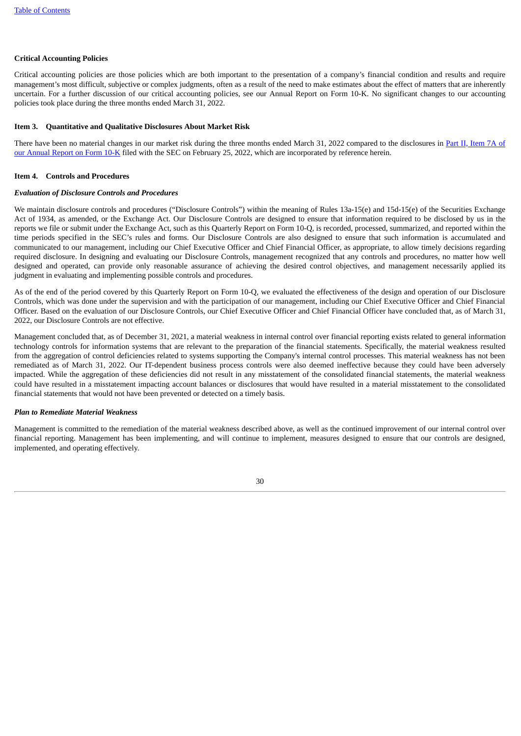**Critical Accounting Policies**

Critical accounting policies are those policies which are both important to the presentation of a company's financial condition and results and require management's most difficult, subjective or complex judgments, often as a result of the need to make estimates about the effect of matters that are inherently uncertain. For a further discussion of our critical accounting policies, see our Annual Report on Form 10-K. No significant changes to our accounting policies took place during the three months ended March 31, 2022.

**Item 3. Quantitative and Qualitative Disclosures About Market Risk**

There have been no material changes in our market risk during the three months ended March 31, 2022 compared to the disclosures in Part II, Item 7A of our Annual Report on Form 10-K filed with the SEC on February 25, 2022, which are incorporated by reference herein.

**Item 4. Controls and Procedures**

***Evaluation of Disclosure Controls and Procedures***

We maintain disclosure controls and procedures ("Disclosure Controls") within the meaning of Rules 13a-15(e) and 15d-15(e) of the Securities Exchange Act of 1934, as amended, or the Exchange Act. Our Disclosure Controls are designed to ensure that information required to be disclosed by us in the reports we file or submit under the Exchange Act, such as this Quarterly Report on Form 10-Q, is recorded, processed, summarized, and reported within the time periods specified in the SEC's rules and forms. Our Disclosure Controls are also designed to ensure that such information is accumulated and communicated to our management, including our Chief Executive Officer and Chief Financial Officer, as appropriate, to allow timely decisions regarding required disclosure. In designing and evaluating our Disclosure Controls, management recognized that any controls and procedures, no matter how well designed and operated, can provide only reasonable assurance of achieving the desired control objectives, and management necessarily applied its judgment in evaluating and implementing possible controls and procedures.

As of the end of the period covered by this Quarterly Report on Form 10-Q, we evaluated the effectiveness of the design and operation of our Disclosure Controls, which was done under the supervision and with the participation of our management, including our Chief Executive Officer and Chief Financial Officer. Based on the evaluation of our Disclosure Controls, our Chief Executive Officer and Chief Financial Officer have concluded that, as of March 31, 2022, our Disclosure Controls are not effective.

Management concluded that, as of December 31, 2021, a material weakness in internal control over financial reporting exists related to general information technology controls for information systems that are relevant to the preparation of the financial statements. Specifically, the material weakness resulted from the aggregation of control deficiencies related to systems supporting the Company's internal control processes. This material weakness has not been remediated as of March 31, 2022. Our IT-dependent business process controls were also deemed ineffective because they could have been adversely impacted. While the aggregation of these deficiencies did not result in any misstatement of the consolidated financial statements, the material weakness could have resulted in a misstatement impacting account balances or disclosures that would have resulted in a material misstatement to the consolidated financial statements that would not have been prevented or detected on a timely basis.

***Plan to Remediate Material Weakness***

Management is committed to the remediation of the material weakness described above, as well as the continued improvement of our internal control over financial reporting. Management has been implementing, and will continue to implement, measures designed to ensure that our controls are designed, implemented, and operating effectively.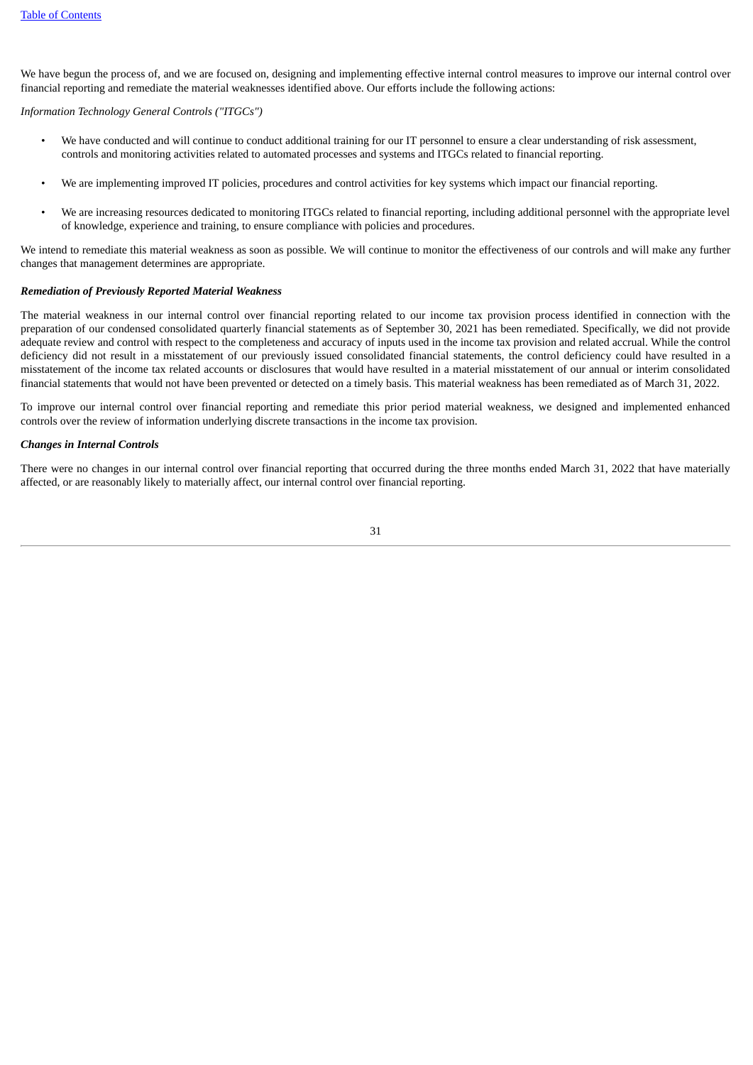We have begun the process of, and we are focused on, designing and implementing effective internal control measures to improve our internal control over financial reporting and remediate the material weaknesses identified above. Our efforts include the following actions:

*Information Technology General Controls ("ITGCs")*

- We have conducted and will continue to conduct additional training for our IT personnel to ensure a clear understanding of risk assessment, controls and monitoring activities related to automated processes and systems and ITGCs related to financial reporting.
- We are implementing improved IT policies, procedures and control activities for key systems which impact our financial reporting.
- We are increasing resources dedicated to monitoring ITGCs related to financial reporting, including additional personnel with the appropriate level of knowledge, experience and training, to ensure compliance with policies and procedures.

We intend to remediate this material weakness as soon as possible. We will continue to monitor the effectiveness of our controls and will make any further changes that management determines are appropriate.

***Remediation of Previously Reported Material Weakness***

The material weakness in our internal control over financial reporting related to our income tax provision process identified in connection with the preparation of our condensed consolidated quarterly financial statements as of September 30, 2021 has been remediated. Specifically, we did not provide adequate review and control with respect to the completeness and accuracy of inputs used in the income tax provision and related accrual. While the control deficiency did not result in a misstatement of our previously issued consolidated financial statements, the control deficiency could have resulted in a misstatement of the income tax related accounts or disclosures that would have resulted in a material misstatement of our annual or interim consolidated financial statements that would not have been prevented or detected on a timely basis. This material weakness has been remediated as of March 31, 2022.

To improve our internal control over financial reporting and remediate this prior period material weakness, we designed and implemented enhanced controls over the review of information underlying discrete transactions in the income tax provision.

***Changes in Internal Controls***

There were no changes in our internal control over financial reporting that occurred during the three months ended March 31, 2022 that have materially affected, or are reasonably likely to materially affect, our internal control over financial reporting.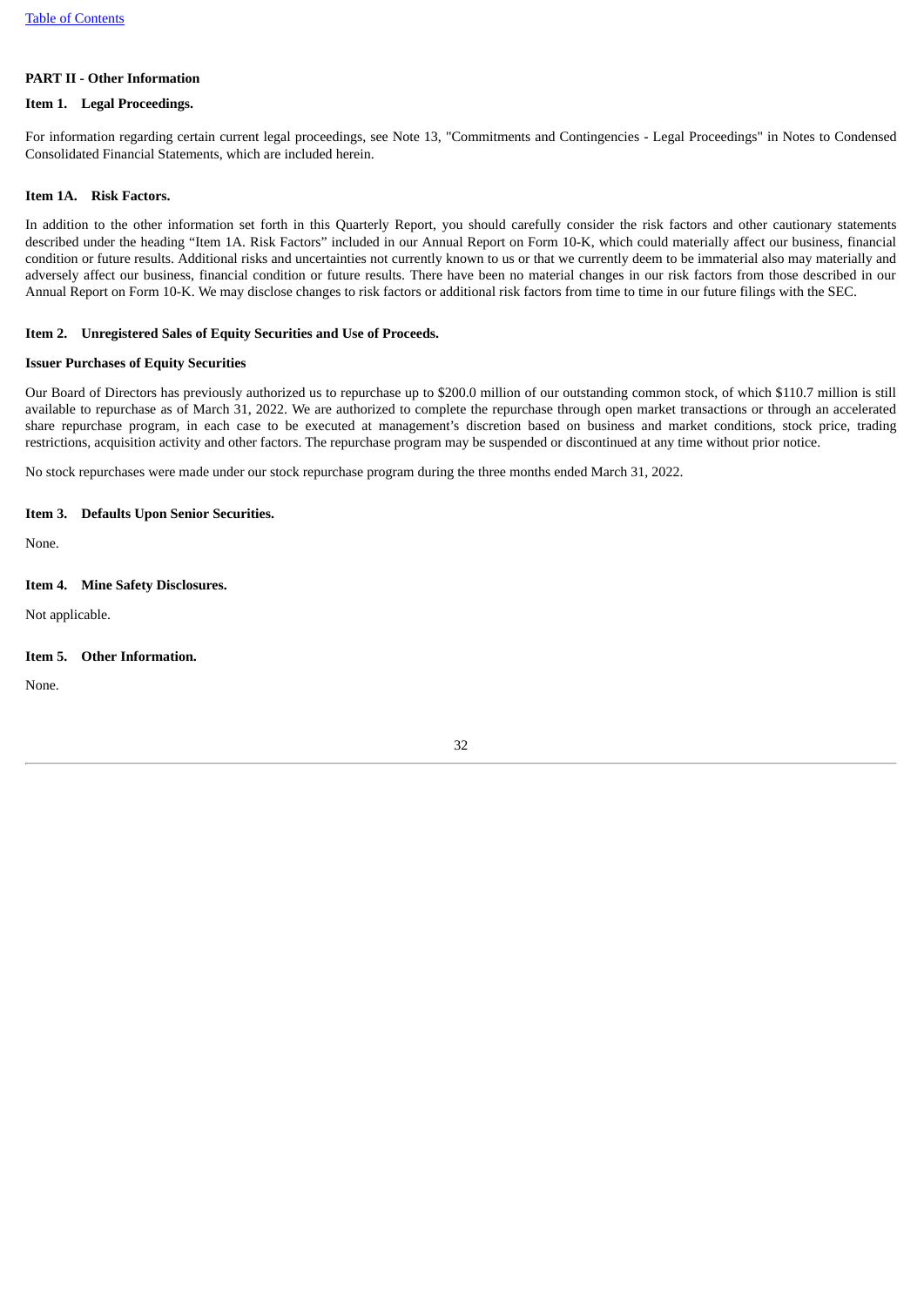**PART II - Other Information**

**Item 1. Legal Proceedings.**

For information regarding certain current legal proceedings, see Note 13, "Commitments and Contingencies - Legal Proceedings" in Notes to Condensed Consolidated Financial Statements, which are included herein.

**Item 1A. Risk Factors.**

In addition to the other information set forth in this Quarterly Report, you should carefully consider the risk factors and other cautionary statements described under the heading "Item 1A. Risk Factors" included in our Annual Report on Form 10-K, which could materially affect our business, financial condition or future results. Additional risks and uncertainties not currently known to us or that we currently deem to be immaterial also may materially and adversely affect our business, financial condition or future results. There have been no material changes in our risk factors from those described in our Annual Report on Form 10-K. We may disclose changes to risk factors or additional risk factors from time to time in our future filings with the SEC.

**Item 2. Unregistered Sales of Equity Securities and Use of Proceeds.**

**Issuer Purchases of Equity Securities**

Our Board of Directors has previously authorized us to repurchase up to $200.0 million of our outstanding common stock, of which $110.7 million is still available to repurchase as of March 31, 2022. We are authorized to complete the repurchase through open market transactions or through an accelerated share repurchase program, in each case to be executed at management's discretion based on business and market conditions, stock price, trading restrictions, acquisition activity and other factors. The repurchase program may be suspended or discontinued at any time without prior notice.

No stock repurchases were made under our stock repurchase program during the three months ended March 31, 2022.

**Item 3. Defaults Upon Senior Securities.**

None.

**Item 4. Mine Safety Disclosures.**

Not applicable.

**Item 5. Other Information.**

None.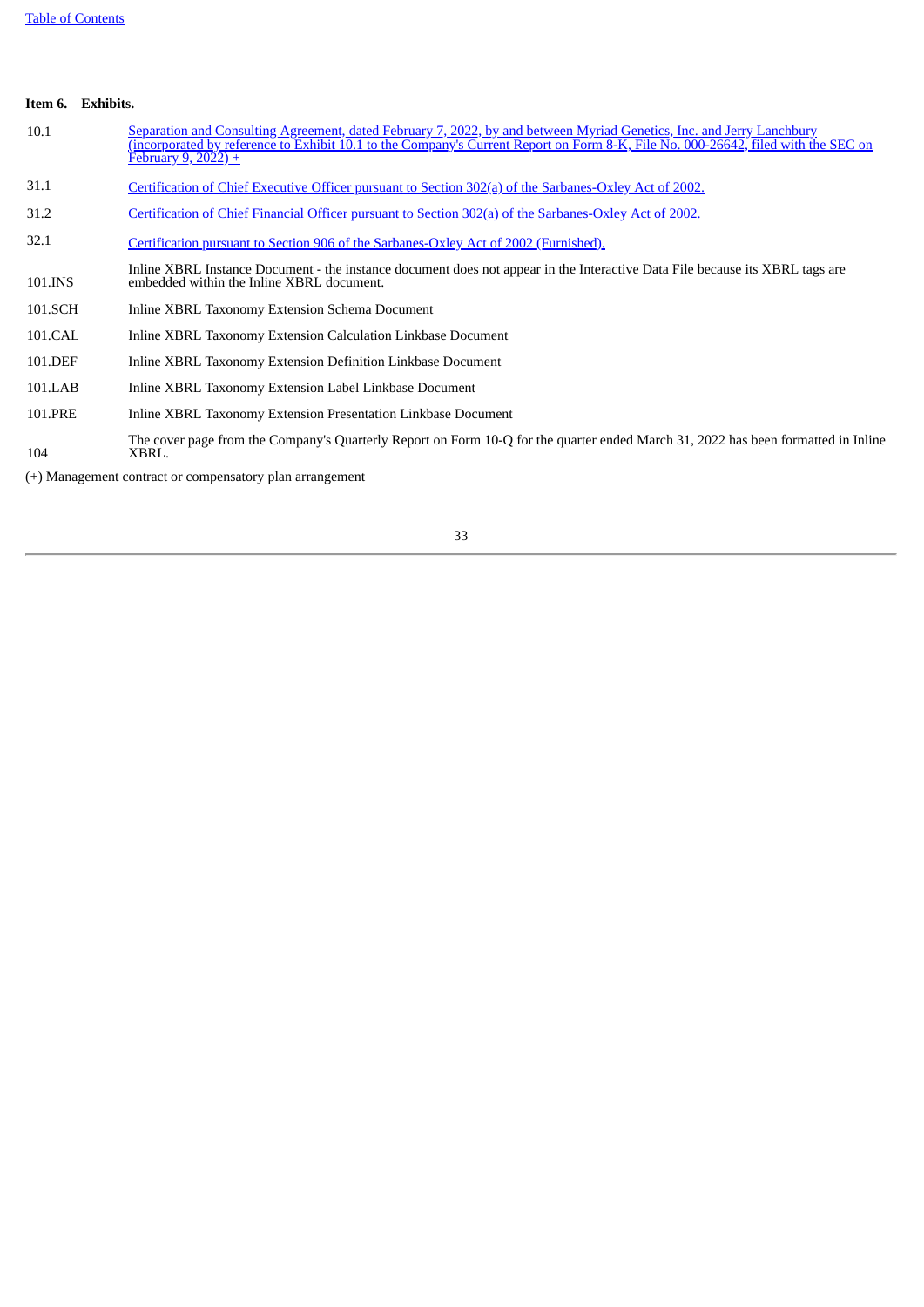**Item 6. Exhibits.**

| | |
|---|---|
| 10.1 | Separation and Consulting Agreement, dated February 7, 2022, by and between Myriad Genetics, Inc. and Jerry Lanchbury (incorporated by reference to Exhibit 10.1 to the Company's Current Report on Form 8-K, File No. 000-26642, filed with the SEC on February 9, 2022) + |
| 31.1 | Certification of Chief Executive Officer pursuant to Section 302(a) of the Sarbanes-Oxley Act of 2002. |
| 31.2 | Certification of Chief Financial Officer pursuant to Section 302(a) of the Sarbanes-Oxley Act of 2002. |
| 32.1 | Certification pursuant to Section 906 of the Sarbanes-Oxley Act of 2002 (Furnished). |
| 101.INS | Inline XBRL Instance Document - the instance document does not appear in the Interactive Data File because its XBRL tags are embedded within the Inline XBRL document. |
| 101.SCH | Inline XBRL Taxonomy Extension Schema Document |
| 101.CAL | Inline XBRL Taxonomy Extension Calculation Linkbase Document |
| 101.DEF | Inline XBRL Taxonomy Extension Definition Linkbase Document |
| 101.LAB | Inline XBRL Taxonomy Extension Label Linkbase Document |
| 101.PRE | Inline XBRL Taxonomy Extension Presentation Linkbase Document |
| 104 | The cover page from the Company's Quarterly Report on Form 10-Q for the quarter ended March 31, 2022 has been formatted in Inline XBRL. |

(+) Management contract or compensatory plan arrangement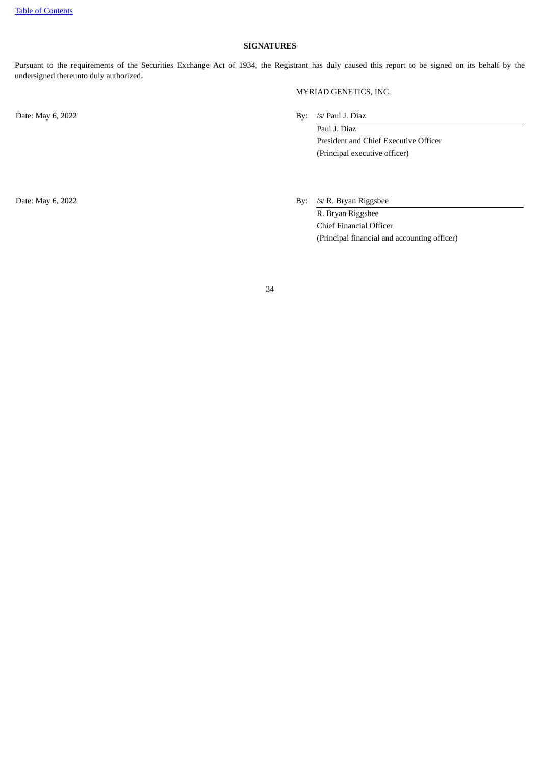## SIGNATURES

Pursuant to the requirements of the Securities Exchange Act of 1934, the Registrant has duly caused this report to be signed on its behalf by the undersigned thereunto duly authorized.

MYRIAD GENETICS, INC.

| | |
|---|---|
| Date: May 6, 2022 | By: /s/ Paul J. Diaz<br>Paul J. Diaz<br>President and Chief Executive Officer<br>(Principal executive officer) |
| Date: May 6, 2022 | By: /s/ R. Bryan Riggsbee<br>R. Bryan Riggsbee<br>Chief Financial Officer<br>(Principal financial and accounting officer) |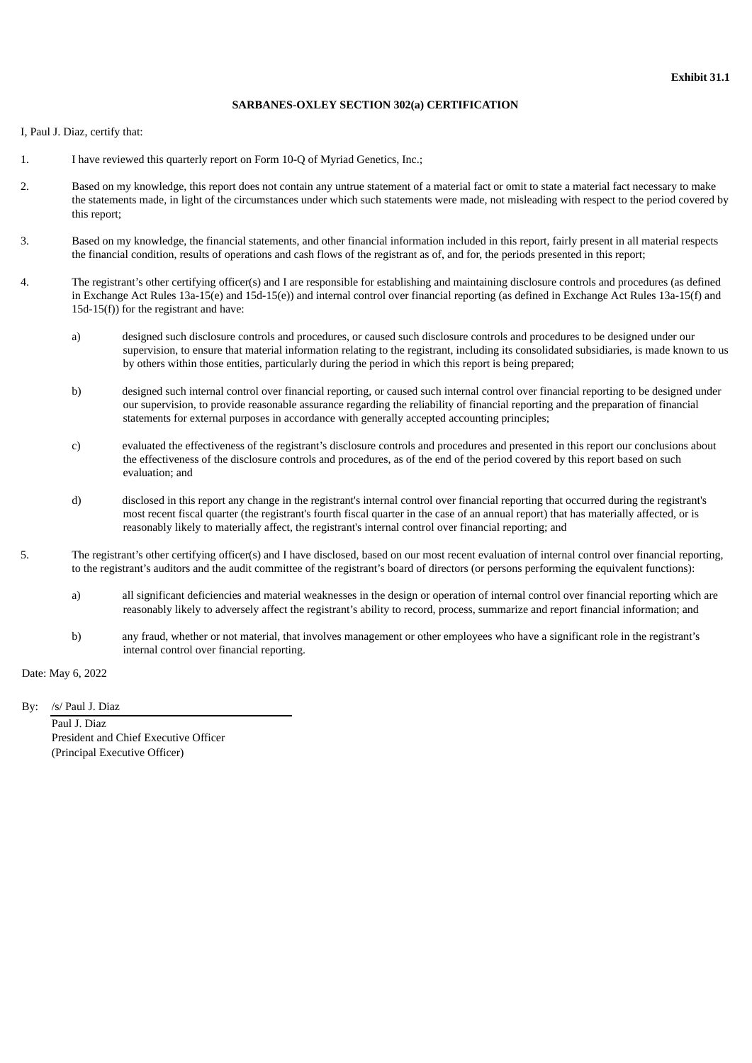**Exhibit 31.1**

**SARBANES-OXLEY SECTION 302(a) CERTIFICATION**

I, Paul J. Diaz, certify that:

1. I have reviewed this quarterly report on Form 10-Q of Myriad Genetics, Inc.;

2. Based on my knowledge, this report does not contain any untrue statement of a material fact or omit to state a material fact necessary to make the statements made, in light of the circumstances under which such statements were made, not misleading with respect to the period covered by this report;

3. Based on my knowledge, the financial statements, and other financial information included in this report, fairly present in all material respects the financial condition, results of operations and cash flows of the registrant as of, and for, the periods presented in this report;

4. The registrant's other certifying officer(s) and I are responsible for establishing and maintaining disclosure controls and procedures (as defined in Exchange Act Rules 13a-15(e) and 15d-15(e)) and internal control over financial reporting (as defined in Exchange Act Rules 13a-15(f) and 15d-15(f)) for the registrant and have:

   a) designed such disclosure controls and procedures, or caused such disclosure controls and procedures to be designed under our supervision, to ensure that material information relating to the registrant, including its consolidated subsidiaries, is made known to us by others within those entities, particularly during the period in which this report is being prepared;

   b) designed such internal control over financial reporting, or caused such internal control over financial reporting to be designed under our supervision, to provide reasonable assurance regarding the reliability of financial reporting and the preparation of financial statements for external purposes in accordance with generally accepted accounting principles;

   c) evaluated the effectiveness of the registrant's disclosure controls and procedures and presented in this report our conclusions about the effectiveness of the disclosure controls and procedures, as of the end of the period covered by this report based on such evaluation; and

   d) disclosed in this report any change in the registrant's internal control over financial reporting that occurred during the registrant's most recent fiscal quarter (the registrant's fourth fiscal quarter in the case of an annual report) that has materially affected, or is reasonably likely to materially affect, the registrant's internal control over financial reporting; and

5. The registrant's other certifying officer(s) and I have disclosed, based on our most recent evaluation of internal control over financial reporting, to the registrant's auditors and the audit committee of the registrant's board of directors (or persons performing the equivalent functions):

   a) all significant deficiencies and material weaknesses in the design or operation of internal control over financial reporting which are reasonably likely to adversely affect the registrant's ability to record, process, summarize and report financial information; and

   b) any fraud, whether or not material, that involves management or other employees who have a significant role in the registrant's internal control over financial reporting.

Date: May 6, 2022

By: /s/ Paul J. Diaz

Paul J. Diaz
President and Chief Executive Officer
(Principal Executive Officer)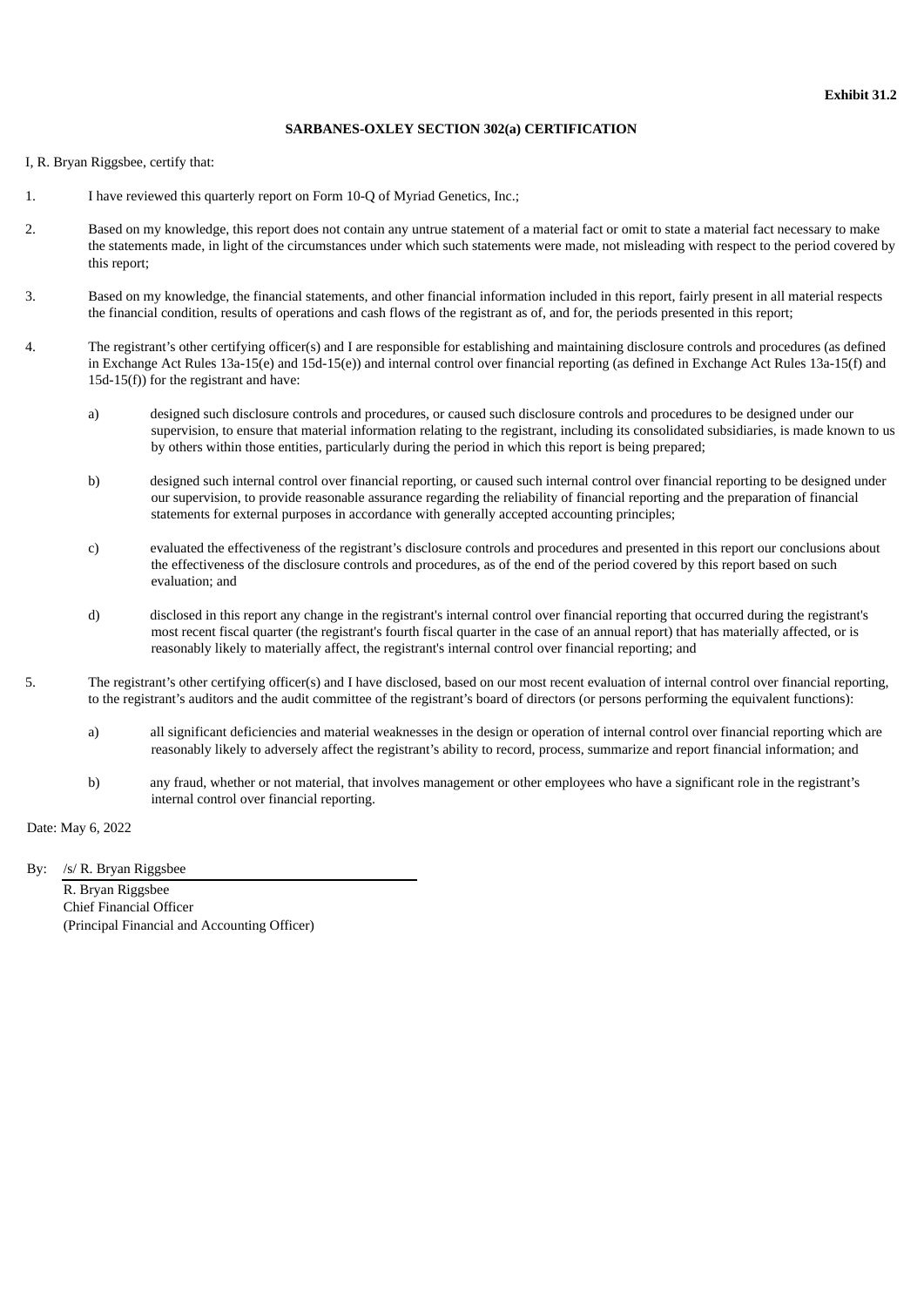**Exhibit 31.2**

**SARBANES-OXLEY SECTION 302(a) CERTIFICATION**

I, R. Bryan Riggsbee, certify that:

1. I have reviewed this quarterly report on Form 10-Q of Myriad Genetics, Inc.;

2. Based on my knowledge, this report does not contain any untrue statement of a material fact or omit to state a material fact necessary to make the statements made, in light of the circumstances under which such statements were made, not misleading with respect to the period covered by this report;

3. Based on my knowledge, the financial statements, and other financial information included in this report, fairly present in all material respects the financial condition, results of operations and cash flows of the registrant as of, and for, the periods presented in this report;

4. The registrant's other certifying officer(s) and I are responsible for establishing and maintaining disclosure controls and procedures (as defined in Exchange Act Rules 13a-15(e) and 15d-15(e)) and internal control over financial reporting (as defined in Exchange Act Rules 13a-15(f) and 15d-15(f)) for the registrant and have:

   a) designed such disclosure controls and procedures, or caused such disclosure controls and procedures to be designed under our supervision, to ensure that material information relating to the registrant, including its consolidated subsidiaries, is made known to us by others within those entities, particularly during the period in which this report is being prepared;

   b) designed such internal control over financial reporting, or caused such internal control over financial reporting to be designed under our supervision, to provide reasonable assurance regarding the reliability of financial reporting and the preparation of financial statements for external purposes in accordance with generally accepted accounting principles;

   c) evaluated the effectiveness of the registrant's disclosure controls and procedures and presented in this report our conclusions about the effectiveness of the disclosure controls and procedures, as of the end of the period covered by this report based on such evaluation; and

   d) disclosed in this report any change in the registrant's internal control over financial reporting that occurred during the registrant's most recent fiscal quarter (the registrant's fourth fiscal quarter in the case of an annual report) that has materially affected, or is reasonably likely to materially affect, the registrant's internal control over financial reporting; and

5. The registrant's other certifying officer(s) and I have disclosed, based on our most recent evaluation of internal control over financial reporting, to the registrant's auditors and the audit committee of the registrant's board of directors (or persons performing the equivalent functions):

   a) all significant deficiencies and material weaknesses in the design or operation of internal control over financial reporting which are reasonably likely to adversely affect the registrant's ability to record, process, summarize and report financial information; and

   b) any fraud, whether or not material, that involves management or other employees who have a significant role in the registrant's internal control over financial reporting.

Date: May 6, 2022

By: /s/ R. Bryan Riggsbee

R. Bryan Riggsbee
Chief Financial Officer
(Principal Financial and Accounting Officer)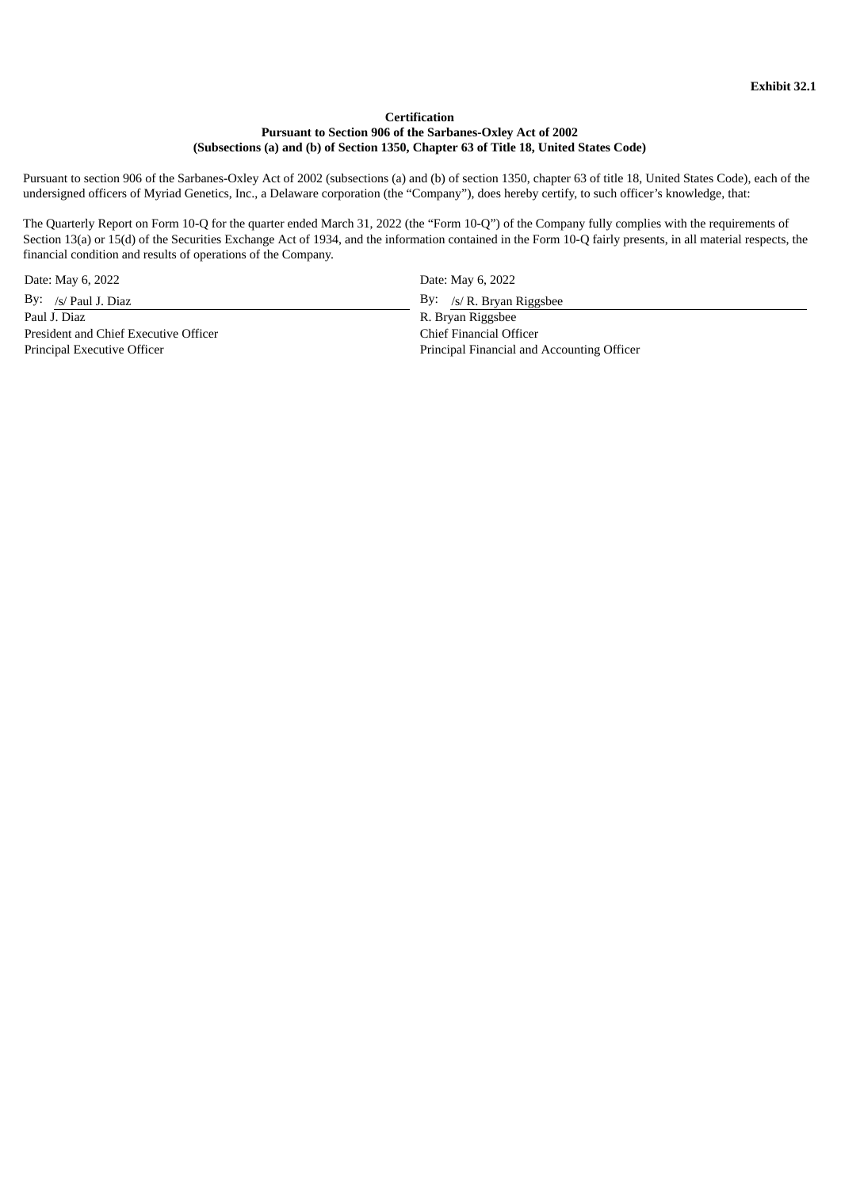**Exhibit 32.1**

**Certification**
**Pursuant to Section 906 of the Sarbanes-Oxley Act of 2002**
**(Subsections (a) and (b) of Section 1350, Chapter 63 of Title 18, United States Code)**

Pursuant to section 906 of the Sarbanes-Oxley Act of 2002 (subsections (a) and (b) of section 1350, chapter 63 of title 18, United States Code), each of the undersigned officers of Myriad Genetics, Inc., a Delaware corporation (the "Company"), does hereby certify, to such officer's knowledge, that:

The Quarterly Report on Form 10-Q for the quarter ended March 31, 2022 (the "Form 10-Q") of the Company fully complies with the requirements of Section 13(a) or 15(d) of the Securities Exchange Act of 1934, and the information contained in the Form 10-Q fairly presents, in all material respects, the financial condition and results of operations of the Company.

| | |
|---|---|
| Date: May 6, 2022 | Date: May 6, 2022 |
| By: /s/ Paul J. Diaz | By: /s/ R. Bryan Riggsbee |
| Paul J. Diaz | R. Bryan Riggsbee |
| President and Chief Executive Officer | Chief Financial Officer |
| Principal Executive Officer | Principal Financial and Accounting Officer |